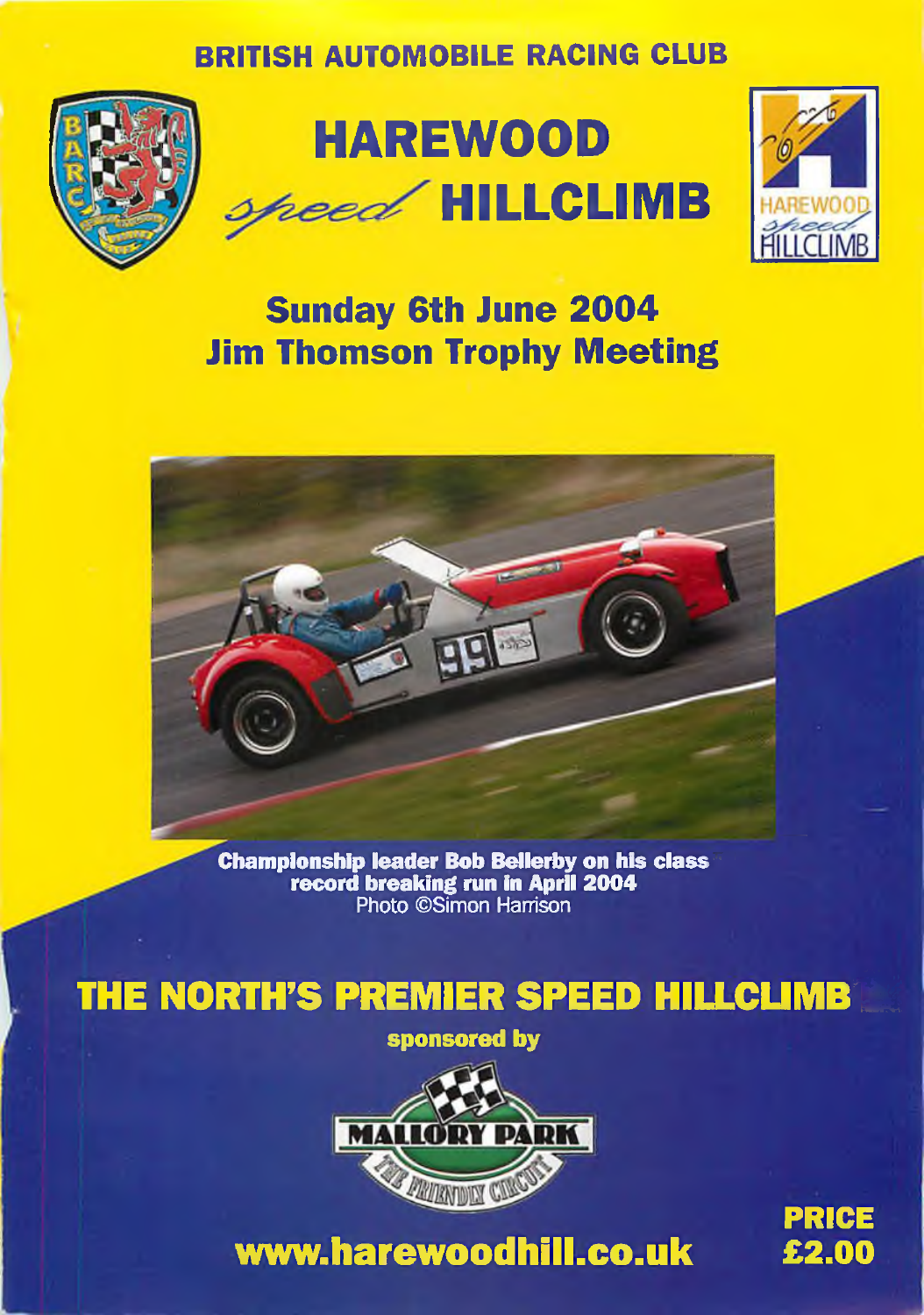BRITISH AUTOMOBILE RACING CLUB

# HAREWOOD *speed* HILLCLIMB

## Sunday 6th June 2004
## Jim Thomson Trophy Meeting

**Championship leader Bob Bellerby on his class record breaking run in April 2004**
Photo ©Simon Harrison

## THE NORTH'S PREMIER SPEED HILLCLIMB

**sponsored by**

MALLORY PARK
THE FRIENDLY CIRCUIT

**www.harewoodhill.co.uk**

**PRICE £2.00**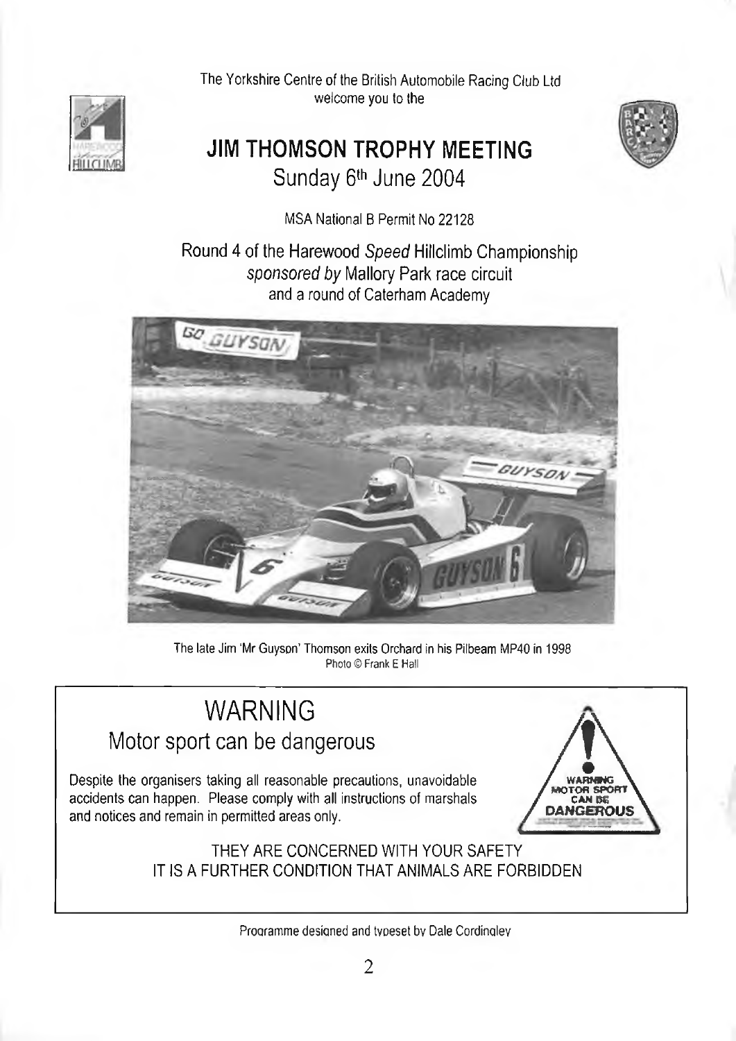The Yorkshire Centre of the British Automobile Racing Club Ltd
welcome you to the

# JIM THOMSON TROPHY MEETING

## Sunday 6th June 2004

MSA National B Permit No 22128

Round 4 of the Harewood *Speed* Hillclimb Championship
*sponsored by* Mallory Park race circuit
and a round of Caterham Academy

The late Jim 'Mr Guyson' Thomson exits Orchard in his Pilbeam MP40 in 1998
Photo © Frank E Hall

# WARNING

## Motor sport can be dangerous

Despite the organisers taking all reasonable precautions, unavoidable accidents can happen. Please comply with all instructions of marshals and notices and remain in permitted areas only.

THEY ARE CONCERNED WITH YOUR SAFETY
IT IS A FURTHER CONDITION THAT ANIMALS ARE FORBIDDEN

Programme designed and typeset by Dale Cordingley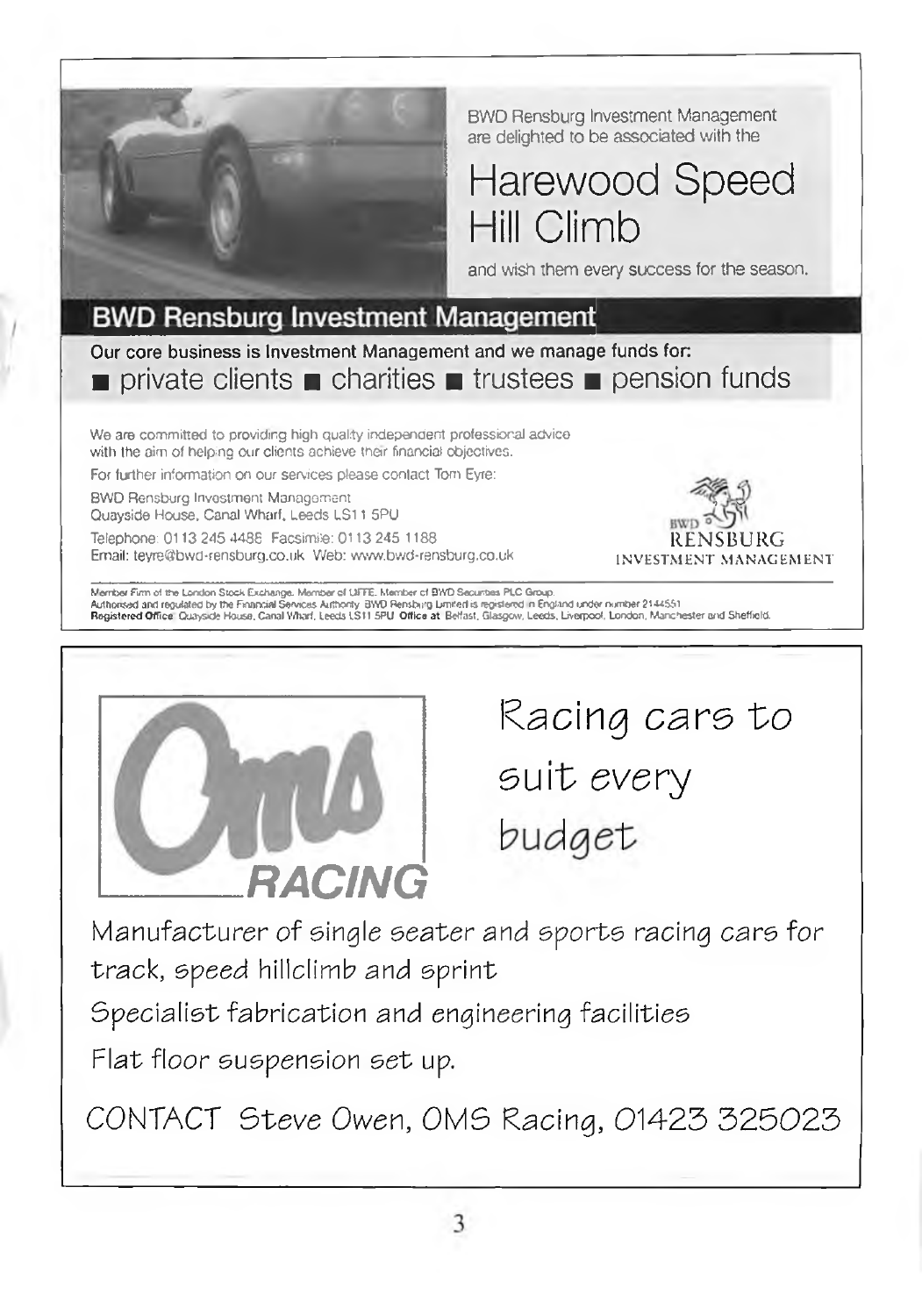BWD Rensburg Investment Management are delighted to be associated with the

# Harewood Speed Hill Climb

and wish them every success for the season.

## BWD Rensburg Investment Management

**Our core business is Investment Management and we manage funds for:**

■ private clients ■ charities ■ trustees ■ pension funds

We are committed to providing high quality independent professional advice with the aim of helping our clients achieve their financial objectives.

For further information on our services please contact Tom Eyre:

BWD Rensburg Investment Management
Quayside House, Canal Wharf, Leeds LS11 5PU

Telephone: 0113 245 4488 Facsimile: 0113 245 1188
Email: teyre@bwd-rensburg.co.uk Web: www.bwd-rensburg.co.uk

BWD RENSBURG INVESTMENT MANAGEMENT

Member Firm of the London Stock Exchange. Member of LIFFE. Member of BWD Securities PLC Group.
Authorised and regulated by the Financial Services Authority. BWD Rensburg Limited is registered in England under number 2144551
**Registered Office**: Quayside House, Canal Wharf, Leeds LS11 5PU **Office at**: Belfast, Glasgow, Leeds, Liverpool, London, Manchester and Sheffield.

---

**OMS RACING**

# Racing cars to suit every budget

Manufacturer of single seater and sports racing cars for track, speed hillclimb and sprint

Specialist fabrication and engineering facilities

Flat floor suspension set up.

CONTACT Steve Owen, OMS Racing, 01423 325023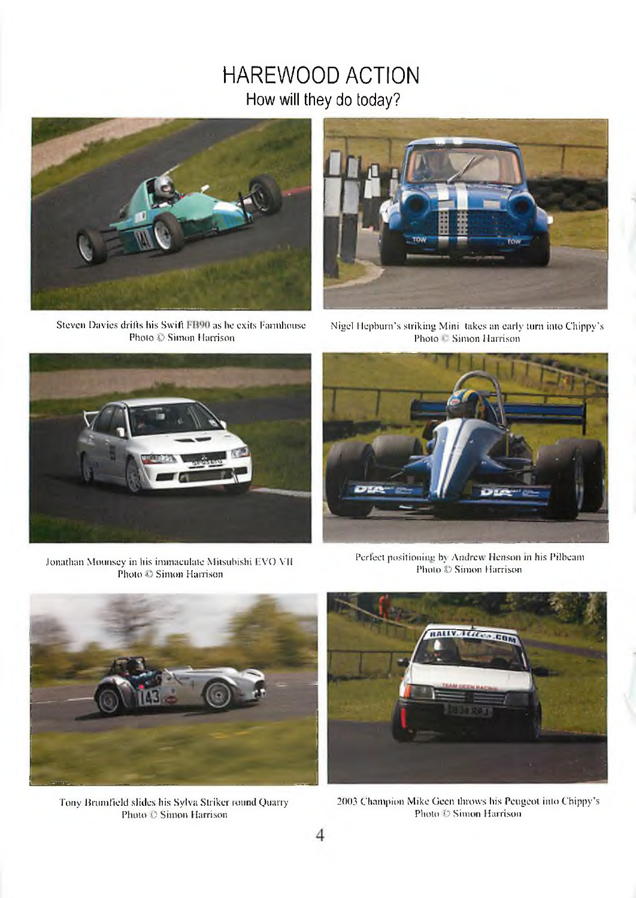# HAREWOOD ACTION

## How will they do today?

Steven Davies drifts his Swift FB90 as he exits Farmhouse
Photo © Simon Harrison

Nigel Hepburn's striking Mini takes an early turn into Chippy's
Photo © Simon Harrison

Jonathan Mounsey in his immaculate Mitsubishi EVO VII
Photo © Simon Harrison

Perfect positioning by Andrew Henson in his Pilbeam
Photo © Simon Harrison

Tony Brumfield slides his Sylva Striker round Quarry
Photo © Simon Harrison

2003 Champion Mike Geen throws his Peugeot into Chippy's
Photo © Simon Harrison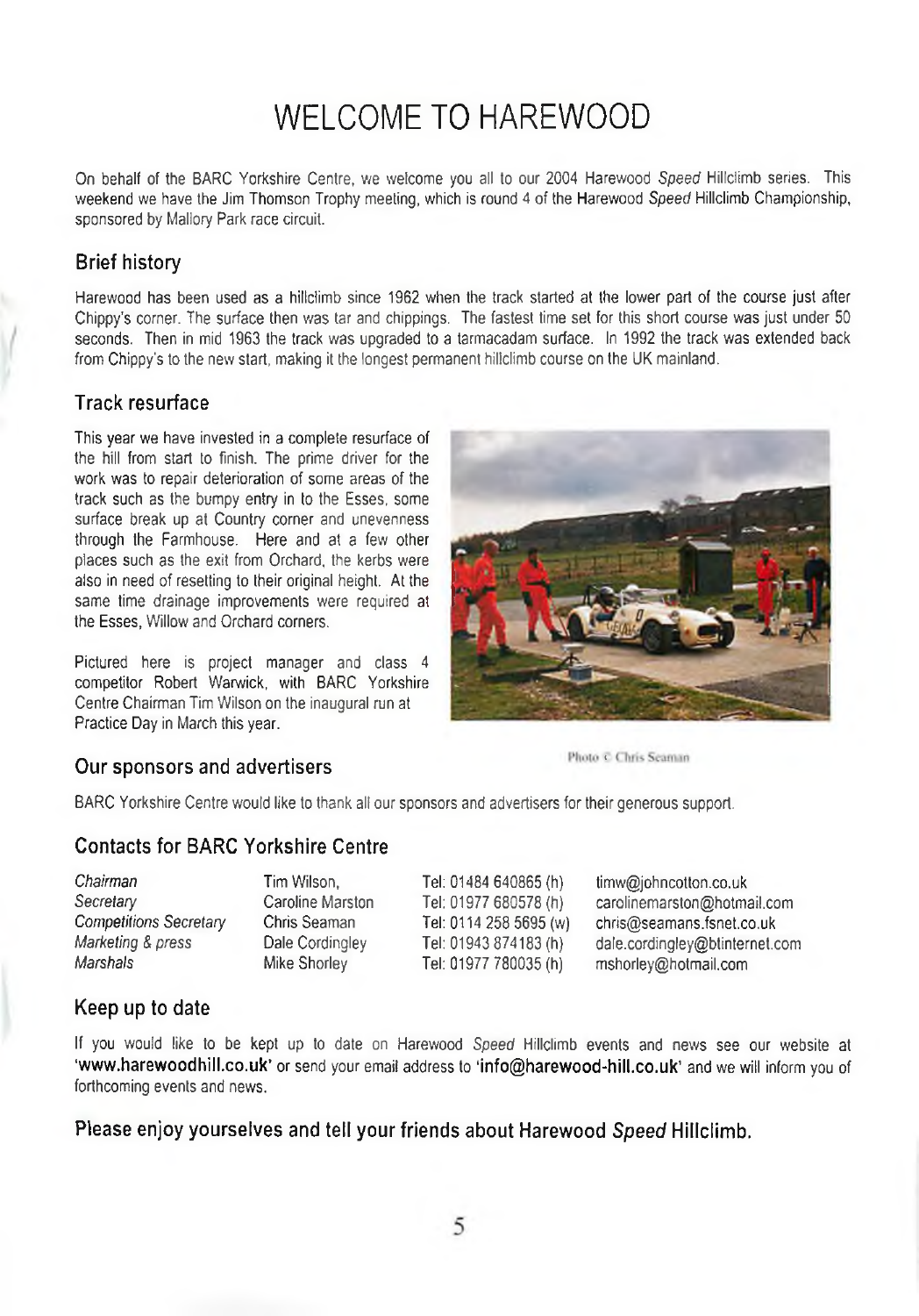# WELCOME TO HAREWOOD

On behalf of the BARC Yorkshire Centre, we welcome you all to our 2004 Harewood *Speed* Hillclimb series. This weekend we have the Jim Thomson Trophy meeting, which is round 4 of the Harewood *Speed* Hillclimb Championship, sponsored by Mallory Park race circuit.

## Brief history

Harewood has been used as a hillclimb since 1962 when the track started at the lower part of the course just after Chippy's corner. The surface then was tar and chippings. The fastest time set for this short course was just under 50 seconds. Then in mid 1963 the track was upgraded to a tarmacadam surface. In 1992 the track was extended back from Chippy's to the new start, making it the longest permanent hillclimb course on the UK mainland.

## Track resurface

This year we have invested in a complete resurface of the hill from start to finish. The prime driver for the work was to repair deterioration of some areas of the track such as the bumpy entry in to the Esses, some surface break up at Country corner and unevenness through the Farmhouse. Here and at a few other places such as the exit from Orchard, the kerbs were also in need of resetting to their original height. At the same time drainage improvements were required at the Esses, Willow and Orchard corners.

Pictured here is project manager and class 4 competitor Robert Warwick, with BARC Yorkshire Centre Chairman Tim Wilson on the inaugural run at Practice Day in March this year.

Photo © Chris Seaman

## Our sponsors and advertisers

BARC Yorkshire Centre would like to thank all our sponsors and advertisers for their generous support.

## Contacts for BARC Yorkshire Centre

| | | | |
|---|---|---|---|
| *Chairman* | Tim Wilson, | Tel: 01484 640865 (h) | timw@johncotton.co.uk |
| *Secretary* | Caroline Marston | Tel: 01977 680578 (h) | carolinemarston@hotmail.com |
| *Competitions Secretary* | Chris Seaman | Tel: 0114 258 5695 (w) | chris@seamans.fsnet.co.uk |
| *Marketing & press* | Dale Cordingley | Tel: 01943 874183 (h) | dale.cordingley@btinternet.com |
| *Marshals* | Mike Shorley | Tel: 01977 780035 (h) | mshorley@hotmail.com |

## Keep up to date

If you would like to be kept up to date on Harewood *Speed* Hillclimb events and news see our website at **'www.harewoodhill.co.uk'** or send your email address to **'info@harewood-hill.co.uk'** and we will inform you of forthcoming events and news.

**Please enjoy yourselves and tell your friends about Harewood *Speed* Hillclimb.**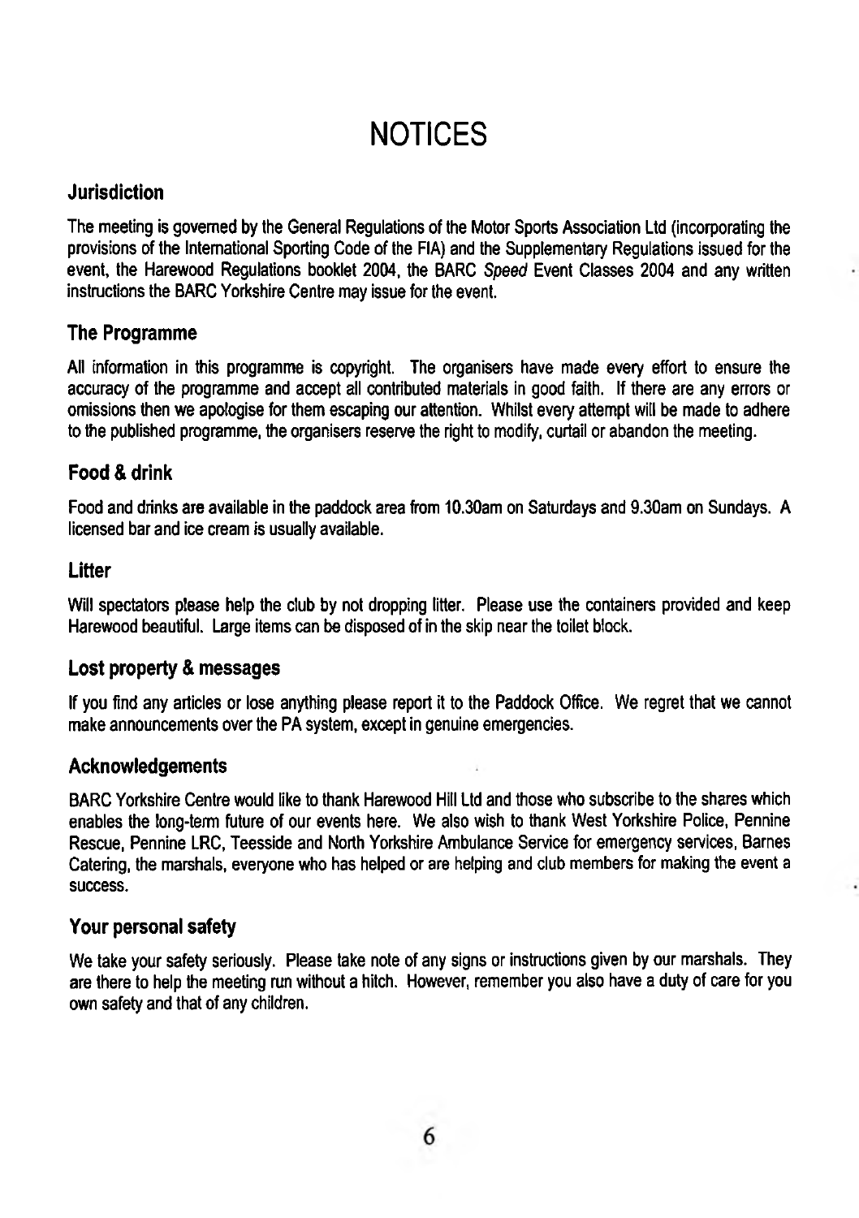# NOTICES

## Jurisdiction

The meeting is governed by the General Regulations of the Motor Sports Association Ltd (incorporating the provisions of the International Sporting Code of the FIA) and the Supplementary Regulations issued for the event, the Harewood Regulations booklet 2004, the BARC *Speed* Event Classes 2004 and any written instructions the BARC Yorkshire Centre may issue for the event.

## The Programme

All information in this programme is copyright. The organisers have made every effort to ensure the accuracy of the programme and accept all contributed materials in good faith. If there are any errors or omissions then we apologise for them escaping our attention. Whilst every attempt will be made to adhere to the published programme, the organisers reserve the right to modify, curtail or abandon the meeting.

## Food & drink

Food and drinks are available in the paddock area from 10.30am on Saturdays and 9.30am on Sundays. A licensed bar and ice cream is usually available.

## Litter

Will spectators please help the club by not dropping litter. Please use the containers provided and keep Harewood beautiful. Large items can be disposed of in the skip near the toilet block.

## Lost property & messages

If you find any articles or lose anything please report it to the Paddock Office. We regret that we cannot make announcements over the PA system, except in genuine emergencies.

## Acknowledgements

BARC Yorkshire Centre would like to thank Harewood Hill Ltd and those who subscribe to the shares which enables the long-term future of our events here. We also wish to thank West Yorkshire Police, Pennine Rescue, Pennine LRC, Teesside and North Yorkshire Ambulance Service for emergency services, Barnes Catering, the marshals, everyone who has helped or are helping and club members for making the event a success.

## Your personal safety

We take your safety seriously. Please take note of any signs or instructions given by our marshals. They are there to help the meeting run without a hitch. However, remember you also have a duty of care for you own safety and that of any children.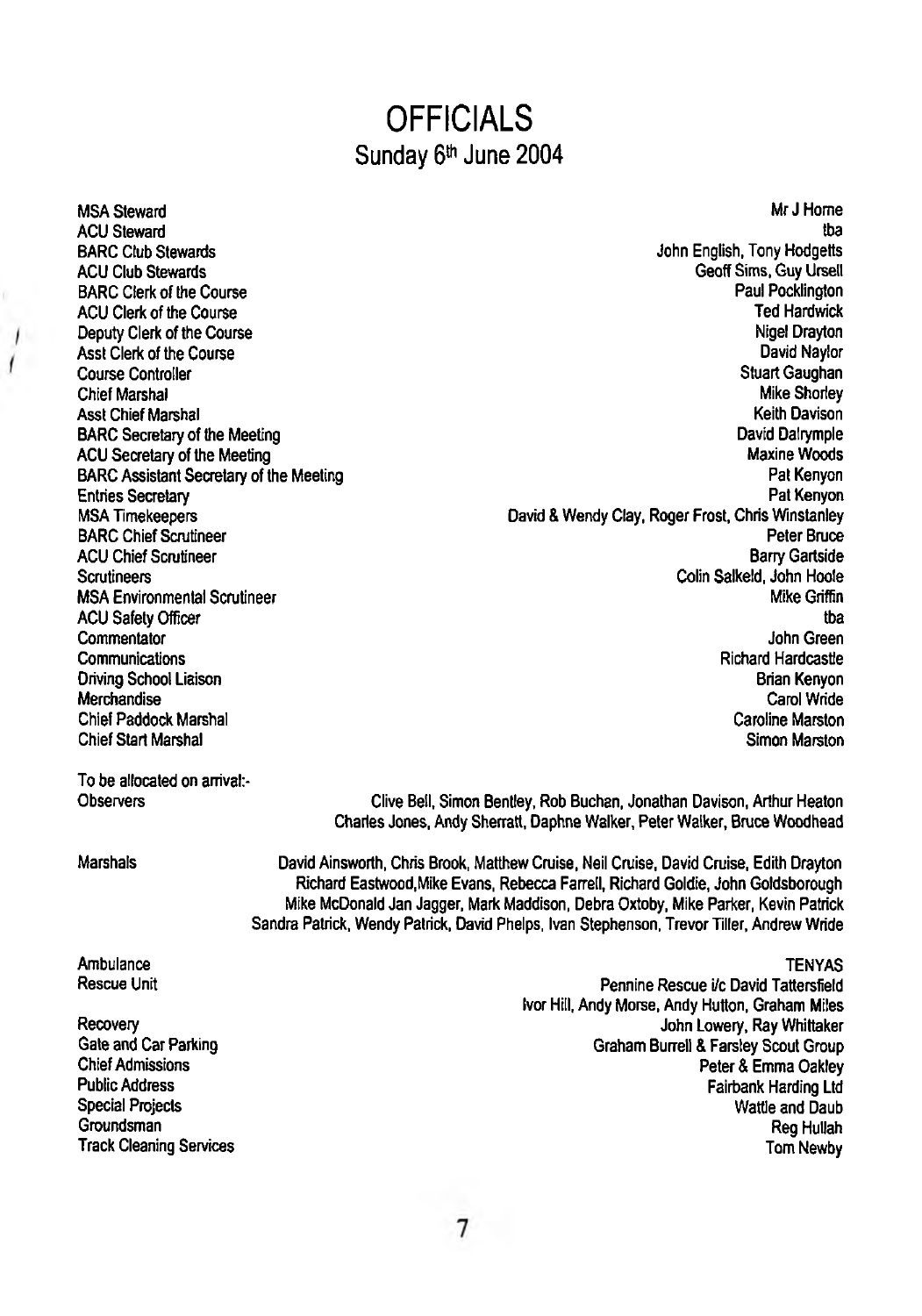# OFFICIALS

## Sunday 6th June 2004

| | |
|---|---|
| MSA Steward | Mr J Horne |
| ACU Steward | tba |
| BARC Club Stewards | John English, Tony Hodgetts |
| ACU Club Stewards | Geoff Sims, Guy Ursell |
| BARC Clerk of the Course | Paul Pocklington |
| ACU Clerk of the Course | Ted Hardwick |
| Deputy Clerk of the Course | Nigel Drayton |
| Asst Clerk of the Course | David Naylor |
| Course Controller | Stuart Gaughan |
| Chief Marshal | Mike Shorley |
| Asst Chief Marshal | Keith Davison |
| BARC Secretary of the Meeting | David Dalrymple |
| ACU Secretary of the Meeting | Maxine Woods |
| BARC Assistant Secretary of the Meeting | Pat Kenyon |
| Entries Secretary | Pat Kenyon |
| MSA Timekeepers | David & Wendy Clay, Roger Frost, Chris Winstanley |
| BARC Chief Scrutineer | Peter Bruce |
| ACU Chief Scrutineer | Barry Gartside |
| Scrutineers | Colin Salkeld, John Hoole |
| MSA Environmental Scrutineer | Mike Griffin |
| ACU Safety Officer | tba |
| Commentator | John Green |
| Communications | Richard Hardcastle |
| Driving School Liaison | Brian Kenyon |
| Merchandise | Carol Wride |
| Chief Paddock Marshal | Caroline Marston |
| Chief Start Marshal | Simon Marston |

To be allocated on arrival:-

| | |
|---|---|
| Observers | Clive Bell, Simon Bentley, Rob Buchan, Jonathan Davison, Arthur Heaton, Charles Jones, Andy Sherratt, Daphne Walker, Peter Walker, Bruce Woodhead |
| Marshals | David Ainsworth, Chris Brook, Matthew Cruise, Neil Cruise, David Cruise, Edith Drayton, Richard Eastwood, Mike Evans, Rebecca Farrell, Richard Goldie, John Goldsborough, Mike McDonald Jan Jagger, Mark Maddison, Debra Oxtoby, Mike Parker, Kevin Patrick, Sandra Patrick, Wendy Patrick, David Phelps, Ivan Stephenson, Trevor Tiller, Andrew Wride |

| | |
|---|---|
| Ambulance | TENYAS |
| Rescue Unit | Pennine Rescue i/c David Tattersfield<br>Ivor Hill, Andy Morse, Andy Hutton, Graham Miles |
| Recovery | John Lowery, Ray Whittaker |
| Gate and Car Parking | Graham Burrell & Farsley Scout Group |
| Chief Admissions | Peter & Emma Oakley |
| Public Address | Fairbank Harding Ltd |
| Special Projects | Wattle and Daub |
| Groundsman | Reg Hullah |
| Track Cleaning Services | Tom Newby |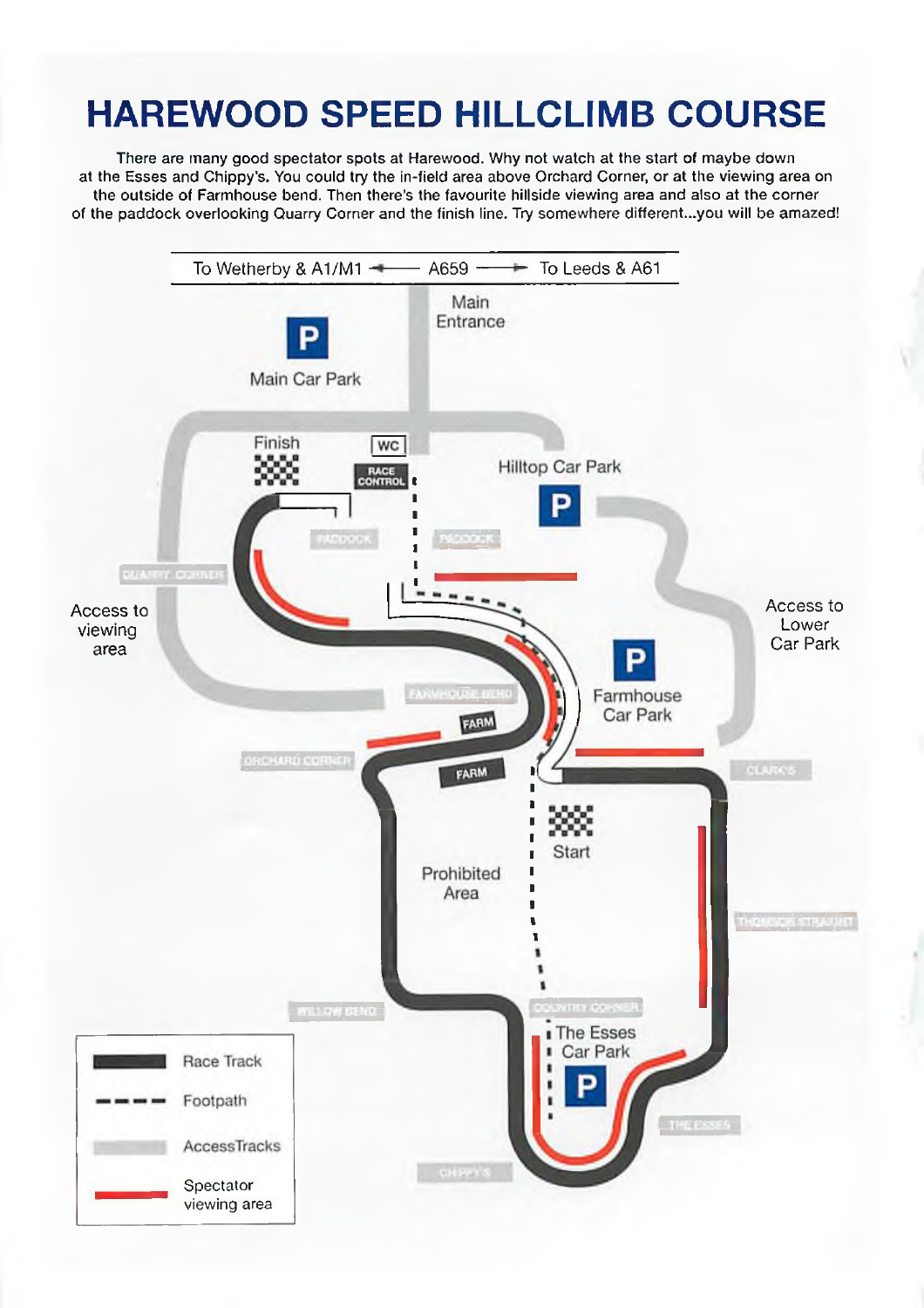# HAREWOOD SPEED HILLCLIMB COURSE

There are many good spectator spots at Harewood. Why not watch at the start of maybe down at the Esses and Chippy's. You could try the in-field area above Orchard Corner, or at the viewing area on the outside of Farmhouse bend. Then there's the favourite hillside viewing area and also at the corner of the paddock overlooking Quarry Corner and the finish line. Try somewhere different...you will be amazed!

To Wetherby & A1/M1 ← A659 → To Leeds & A61

Main Entrance

Main Car Park

Finish

WC

RACE CONTROL

Hilltop Car Park

PADDOCK

PADDOCK

QUARRY CORNER

Access to viewing area

Access to Lower Car Park

FARMHOUSE BEND

Farmhouse Car Park

FARM

ORCHARD CORNER

FARM

CLARK'S

Start

Prohibited Area

THOMSON STRAIGHT

WILLOW BEND

COUNTRY CORNER

The Esses Car Park

THE ESSES

CHIPPY'S

| Legend | |
|---|---|
| Race Track | |
| Footpath | |
| Access Tracks | |
| Spectator viewing area | |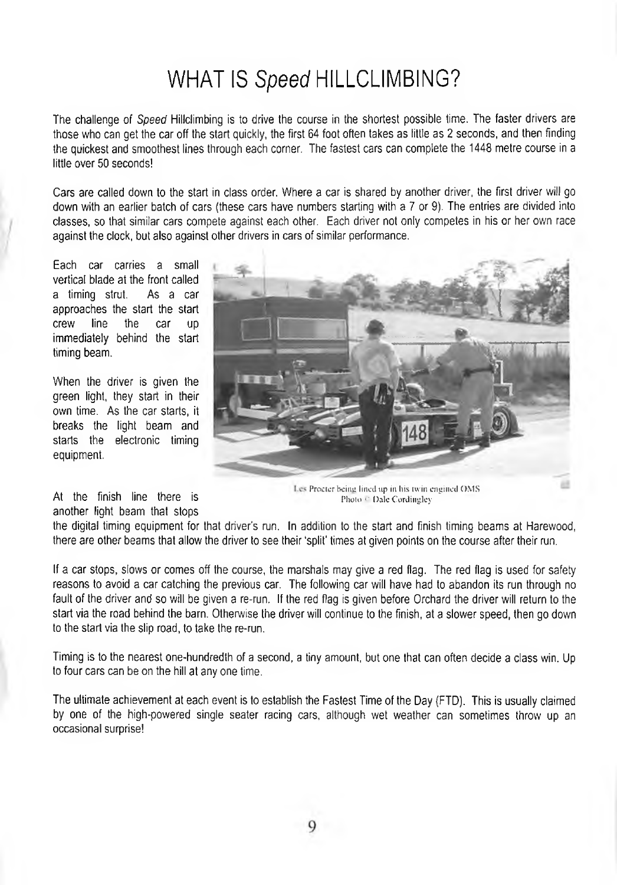# WHAT IS *Speed* HILLCLIMBING?

The challenge of *Speed* Hillclimbing is to drive the course in the shortest possible time. The faster drivers are those who can get the car off the start quickly, the first 64 foot often takes as little as 2 seconds, and then finding the quickest and smoothest lines through each corner. The fastest cars can complete the 1448 metre course in a little over 50 seconds!

Cars are called down to the start in class order. Where a car is shared by another driver, the first driver will go down with an earlier batch of cars (these cars have numbers starting with a 7 or 9). The entries are divided into classes, so that similar cars compete against each other. Each driver not only competes in his or her own race against the clock, but also against other drivers in cars of similar performance.

Each car carries a small vertical blade at the front called a timing strut. As a car approaches the start the start crew line the car up immediately behind the start timing beam.

When the driver is given the green light, they start in their own time. As the car starts, it breaks the light beam and starts the electronic timing equipment.

Les Procter being lined up in his twin engined OMS
Photo © Dale Cordingley

At the finish line there is another light beam that stops the digital timing equipment for that driver's run. In addition to the start and finish timing beams at Harewood, there are other beams that allow the driver to see their 'split' times at given points on the course after their run.

If a car stops, slows or comes off the course, the marshals may give a red flag. The red flag is used for safety reasons to avoid a car catching the previous car. The following car will have had to abandon its run through no fault of the driver and so will be given a re-run. If the red flag is given before Orchard the driver will return to the start via the road behind the barn. Otherwise the driver will continue to the finish, at a slower speed, then go down to the start via the slip road, to take the re-run.

Timing is to the nearest one-hundredth of a second, a tiny amount, but one that can often decide a class win. Up to four cars can be on the hill at any one time.

The ultimate achievement at each event is to establish the Fastest Time of the Day (FTD). This is usually claimed by one of the high-powered single seater racing cars, although wet weather can sometimes throw up an occasional surprise!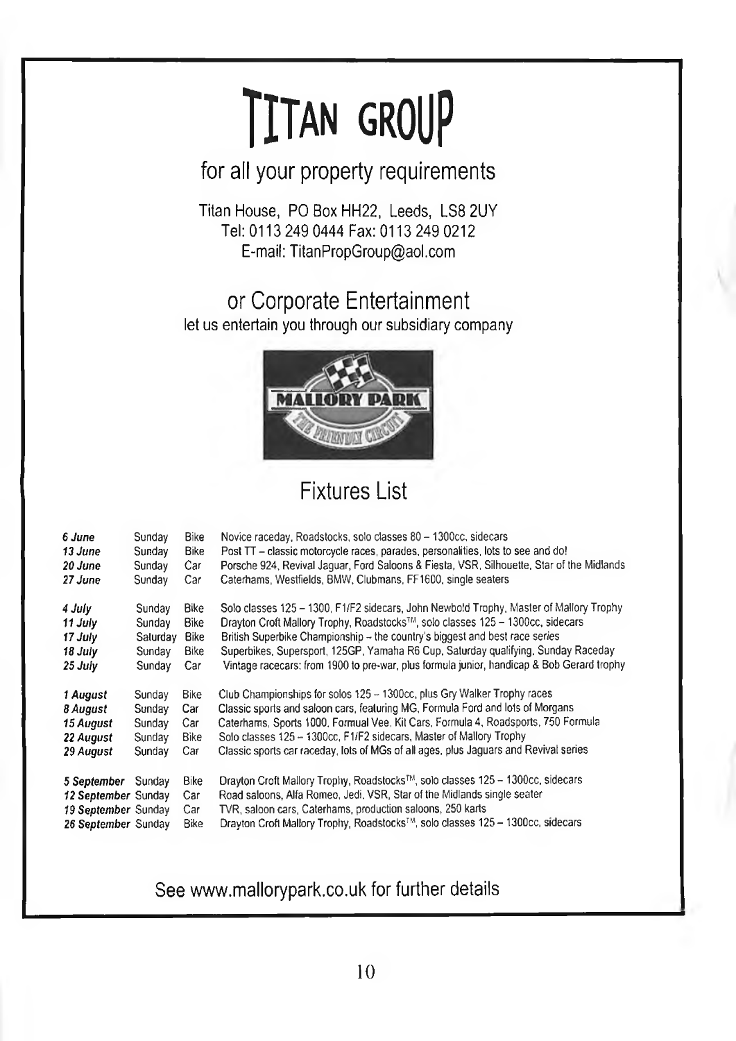# TITAN GROUP

## for all your property requirements

Titan House, PO Box HH22, Leeds, LS8 2UY
Tel: 0113 249 0444 Fax: 0113 249 0212
E-mail: TitanPropGroup@aol.com

## or Corporate Entertainment

let us entertain you through our subsidiary company

MALLORY PARK — THE FRIENDLY CIRCUIT

## Fixtures List

| | | | |
|---|---|---|---|
| *6 June* | Sunday | Bike | Novice raceday, Roadstocks, solo classes 80 – 1300cc, sidecars |
| *13 June* | Sunday | Bike | Post TT – classic motorcycle races, parades, personalities, lots to see and do! |
| *20 June* | Sunday | Car | Porsche 924, Revival Jaguar, Ford Saloons & Fiesta, VSR, Silhouette, Star of the Midlands |
| *27 June* | Sunday | Car | Caterhams, Westfields, BMW, Clubmans, FF1600, single seaters |
| *4 July* | Sunday | Bike | Solo classes 125 – 1300, F1/F2 sidecars, John Newbold Trophy, Master of Mallory Trophy |
| *11 July* | Sunday | Bike | Drayton Croft Mallory Trophy, Roadstocks™, solo classes 125 – 1300cc, sidecars |
| *17 July* | Saturday | Bike | British Superbike Championship – the country's biggest and best race series |
| *18 July* | Sunday | Bike | Superbikes, Supersport, 125GP, Yamaha R6 Cup, Saturday qualifying, Sunday Raceday |
| *25 July* | Sunday | Car | Vintage racecars: from 1900 to pre-war, plus formula junior, handicap & Bob Gerard trophy |
| *1 August* | Sunday | Bike | Club Championships for solos 125 – 1300cc, plus Gry Walker Trophy races |
| *8 August* | Sunday | Car | Classic sports and saloon cars, featuring MG, Formula Ford and lots of Morgans |
| *15 August* | Sunday | Car | Caterhams, Sports 1000, Formual Vee, Kit Cars, Formula 4, Roadsports, 750 Formula |
| *22 August* | Sunday | Bike | Solo classes 125 – 1300cc, F1/F2 sidecars, Master of Mallory Trophy |
| *29 August* | Sunday | Car | Classic sports car raceday, lots of MGs of all ages, plus Jaguars and Revival series |
| *5 September* | Sunday | Bike | Drayton Croft Mallory Trophy, Roadstocks™, solo classes 125 – 1300cc, sidecars |
| *12 September* | Sunday | Car | Road saloons, Alfa Romeo, Jedi, VSR, Star of the Midlands single seater |
| *19 September* | Sunday | Car | TVR, saloon cars, Caterhams, production saloons, 250 karts |
| *26 September* | Sunday | Bike | Drayton Croft Mallory Trophy, Roadstocks™, solo classes 125 – 1300cc, sidecars |

See www.mallorypark.co.uk for further details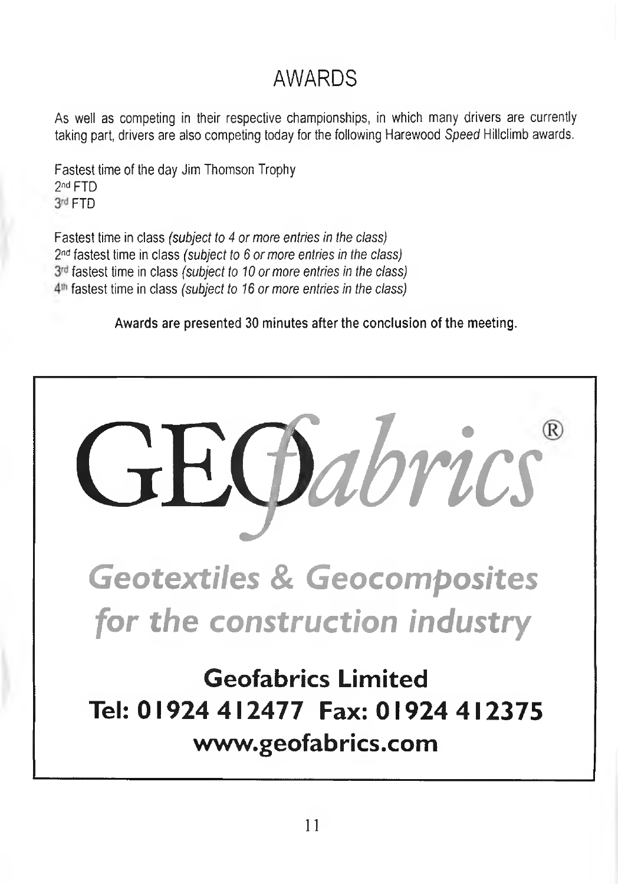# AWARDS

As well as competing in their respective championships, in which many drivers are currently taking part, drivers are also competing today for the following Harewood *Speed* Hillclimb awards.

Fastest time of the day Jim Thomson Trophy
2nd FTD
3rd FTD

Fastest time in class *(subject to 4 or more entries in the class)*
2nd fastest time in class *(subject to 6 or more entries in the class)*
3rd fastest time in class *(subject to 10 or more entries in the class)*
4th fastest time in class *(subject to 16 or more entries in the class)*

**Awards are presented 30 minutes after the conclusion of the meeting.**

GEOfabrics®

*Geotextiles & Geocomposites for the construction industry*

**Geofabrics Limited**
**Tel: 01924 412477 Fax: 01924 412375**
**www.geofabrics.com**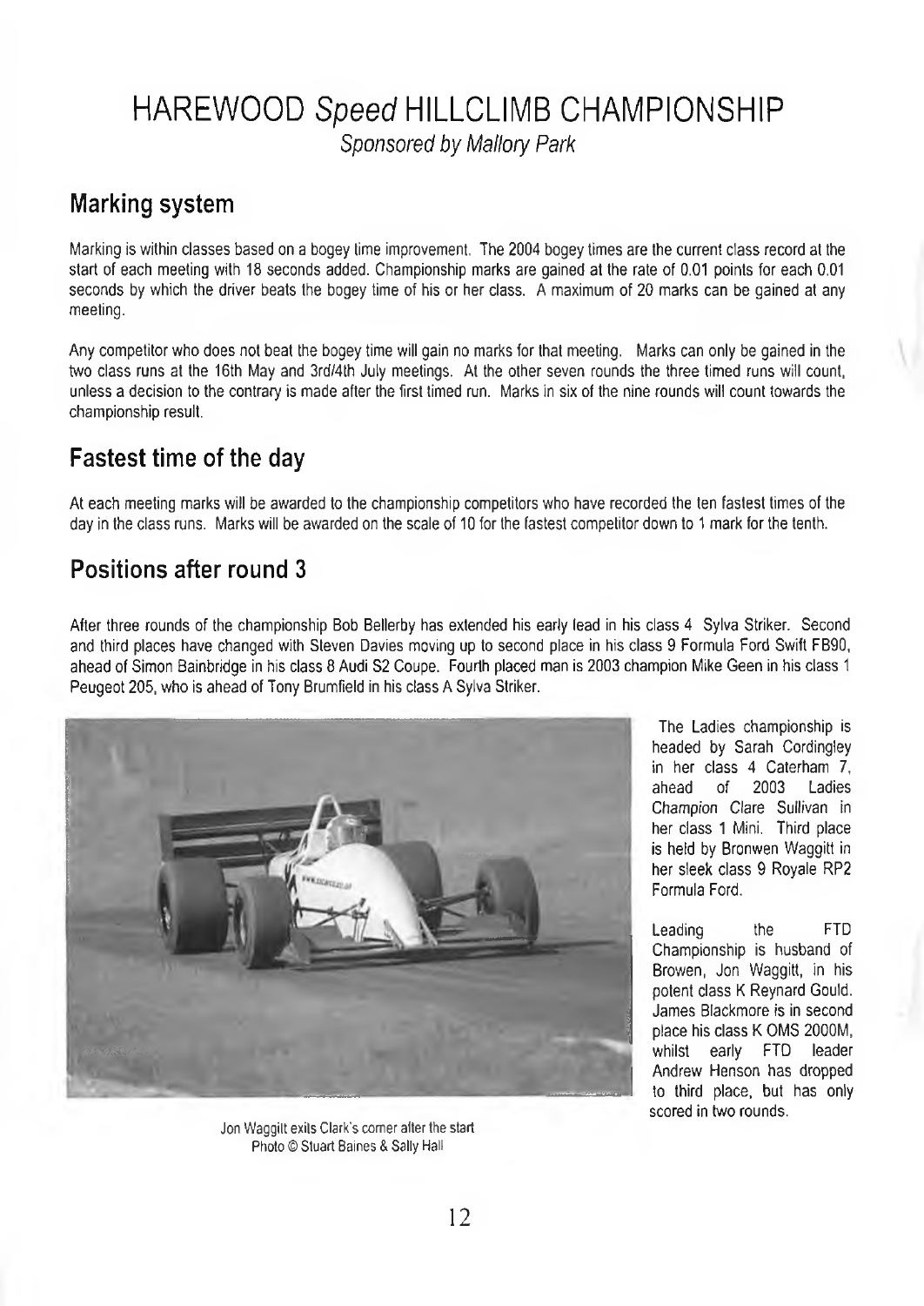# HAREWOOD *Speed* HILLCLIMB CHAMPIONSHIP

*Sponsored by Mallory Park*

## Marking system

Marking is within classes based on a bogey time improvement. The 2004 bogey times are the current class record at the start of each meeting with 18 seconds added. Championship marks are gained at the rate of 0.01 points for each 0.01 seconds by which the driver beats the bogey time of his or her class. A maximum of 20 marks can be gained at any meeting.

Any competitor who does not beat the bogey time will gain no marks for that meeting. Marks can only be gained in the two class runs at the 16th May and 3rd/4th July meetings. At the other seven rounds the three timed runs will count, unless a decision to the contrary is made after the first timed run. Marks in six of the nine rounds will count towards the championship result.

## Fastest time of the day

At each meeting marks will be awarded to the championship competitors who have recorded the ten fastest times of the day in the class runs. Marks will be awarded on the scale of 10 for the fastest competitor down to 1 mark for the tenth.

## Positions after round 3

After three rounds of the championship Bob Bellerby has extended his early lead in his class 4 Sylva Striker. Second and third places have changed with Steven Davies moving up to second place in his class 9 Formula Ford Swift FB90, ahead of Simon Bainbridge in his class 8 Audi S2 Coupe. Fourth placed man is 2003 champion Mike Geen in his class 1 Peugeot 205, who is ahead of Tony Brumfield in his class A Sylva Striker.

Jon Waggitt exits Clark's corner after the start
Photo © Stuart Baines & Sally Hall

The Ladies championship is headed by Sarah Cordingley in her class 4 Caterham 7, ahead of 2003 Ladies Champion Clare Sullivan in her class 1 Mini. Third place is held by Bronwen Waggitt in her sleek class 9 Royale RP2 Formula Ford.

Leading the FTD Championship is husband of Browen, Jon Waggitt, in his potent class K Reynard Gould. James Blackmore is in second place his class K OMS 2000M, whilst early FTD leader Andrew Henson has dropped to third place, but has only scored in two rounds.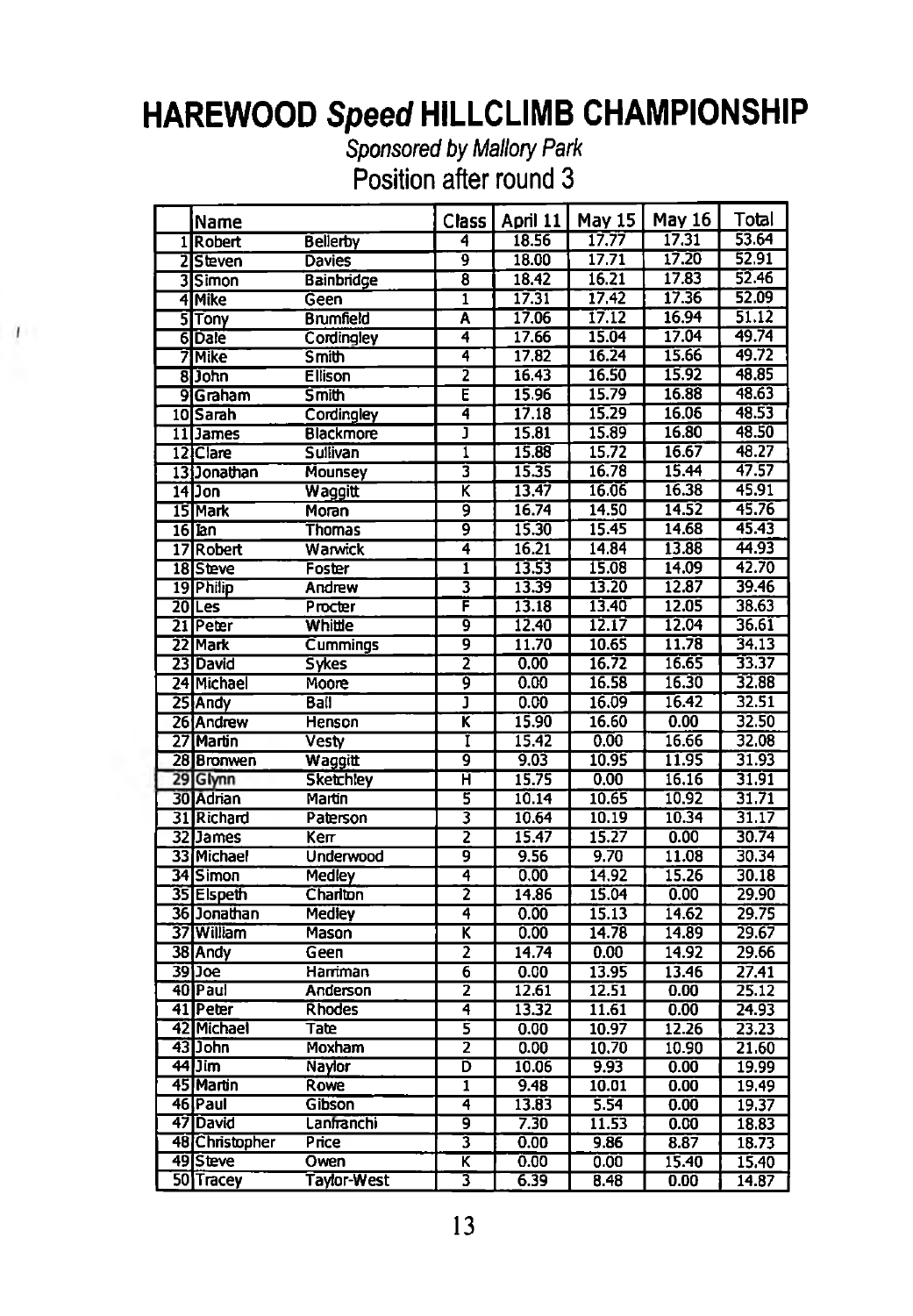# HAREWOOD *Speed* HILLCLIMB CHAMPIONSHIP

*Sponsored by Mallory Park*

## Position after round 3

| | Name | | Class | April 11 | May 15 | May 16 | Total |
|---|---|---|---|---|---|---|---|
| 1 | Robert | Bellerby | 4 | 18.56 | 17.77 | 17.31 | 53.64 |
| 2 | Steven | Davies | 9 | 18.00 | 17.71 | 17.20 | 52.91 |
| 3 | Simon | Bainbridge | 8 | 18.42 | 16.21 | 17.83 | 52.46 |
| 4 | Mike | Geen | 1 | 17.31 | 17.42 | 17.36 | 52.09 |
| 5 | Tony | Brumfield | A | 17.06 | 17.12 | 16.94 | 51.12 |
| 6 | Dale | Cordingley | 4 | 17.66 | 15.04 | 17.04 | 49.74 |
| 7 | Mike | Smith | 4 | 17.82 | 16.24 | 15.66 | 49.72 |
| 8 | John | Ellison | 2 | 16.43 | 16.50 | 15.92 | 48.85 |
| 9 | Graham | Smith | E | 15.96 | 15.79 | 16.88 | 48.63 |
| 10 | Sarah | Cordingley | 4 | 17.18 | 15.29 | 16.06 | 48.53 |
| 11 | James | Blackmore | J | 15.81 | 15.89 | 16.80 | 48.50 |
| 12 | Clare | Sullivan | 1 | 15.88 | 15.72 | 16.67 | 48.27 |
| 13 | Jonathan | Mounsey | 3 | 15.35 | 16.78 | 15.44 | 47.57 |
| 14 | Jon | Waggitt | K | 13.47 | 16.06 | 16.38 | 45.91 |
| 15 | Mark | Moran | 9 | 16.74 | 14.50 | 14.52 | 45.76 |
| 16 | Ian | Thomas | 9 | 15.30 | 15.45 | 14.68 | 45.43 |
| 17 | Robert | Warwick | 4 | 16.21 | 14.84 | 13.88 | 44.93 |
| 18 | Steve | Foster | 1 | 13.53 | 15.08 | 14.09 | 42.70 |
| 19 | Philip | Andrew | 3 | 13.39 | 13.20 | 12.87 | 39.46 |
| 20 | Les | Procter | F | 13.18 | 13.40 | 12.05 | 38.63 |
| 21 | Peter | Whittle | 9 | 12.40 | 12.17 | 12.04 | 36.61 |
| 22 | Mark | Cummings | 9 | 11.70 | 10.65 | 11.78 | 34.13 |
| 23 | David | Sykes | 2 | 0.00 | 16.72 | 16.65 | 33.37 |
| 24 | Michael | Moore | 9 | 0.00 | 16.58 | 16.30 | 32.88 |
| 25 | Andy | Ball | J | 0.00 | 16.09 | 16.42 | 32.51 |
| 26 | Andrew | Henson | K | 15.90 | 16.60 | 0.00 | 32.50 |
| 27 | Martin | Vesty | I | 15.42 | 0.00 | 16.66 | 32.08 |
| 28 | Bronwen | Waggitt | 9 | 9.03 | 10.95 | 11.95 | 31.93 |
| 29 | Glynn | Sketchley | H | 15.75 | 0.00 | 16.16 | 31.91 |
| 30 | Adrian | Martin | 5 | 10.14 | 10.65 | 10.92 | 31.71 |
| 31 | Richard | Paterson | 3 | 10.64 | 10.19 | 10.34 | 31.17 |
| 32 | James | Kerr | 2 | 15.47 | 15.27 | 0.00 | 30.74 |
| 33 | Michael | Underwood | 9 | 9.56 | 9.70 | 11.08 | 30.34 |
| 34 | Simon | Medley | 4 | 0.00 | 14.92 | 15.26 | 30.18 |
| 35 | Elspeth | Charlton | 2 | 14.86 | 15.04 | 0.00 | 29.90 |
| 36 | Jonathan | Medley | 4 | 0.00 | 15.13 | 14.62 | 29.75 |
| 37 | William | Mason | K | 0.00 | 14.78 | 14.89 | 29.67 |
| 38 | Andy | Geen | 2 | 14.74 | 0.00 | 14.92 | 29.66 |
| 39 | Joe | Harriman | 6 | 0.00 | 13.95 | 13.46 | 27.41 |
| 40 | Paul | Anderson | 2 | 12.61 | 12.51 | 0.00 | 25.12 |
| 41 | Peter | Rhodes | 4 | 13.32 | 11.61 | 0.00 | 24.93 |
| 42 | Michael | Tate | 5 | 0.00 | 10.97 | 12.26 | 23.23 |
| 43 | John | Moxham | 2 | 0.00 | 10.70 | 10.90 | 21.60 |
| 44 | Jim | Naylor | D | 10.06 | 9.93 | 0.00 | 19.99 |
| 45 | Martin | Rowe | 1 | 9.48 | 10.01 | 0.00 | 19.49 |
| 46 | Paul | Gibson | 4 | 13.83 | 5.54 | 0.00 | 19.37 |
| 47 | David | Lanfranchi | 9 | 7.30 | 11.53 | 0.00 | 18.83 |
| 48 | Christopher | Price | 3 | 0.00 | 9.86 | 8.87 | 18.73 |
| 49 | Steve | Owen | K | 0.00 | 0.00 | 15.40 | 15.40 |
| 50 | Tracey | Taylor-West | 3 | 6.39 | 8.48 | 0.00 | 14.87 |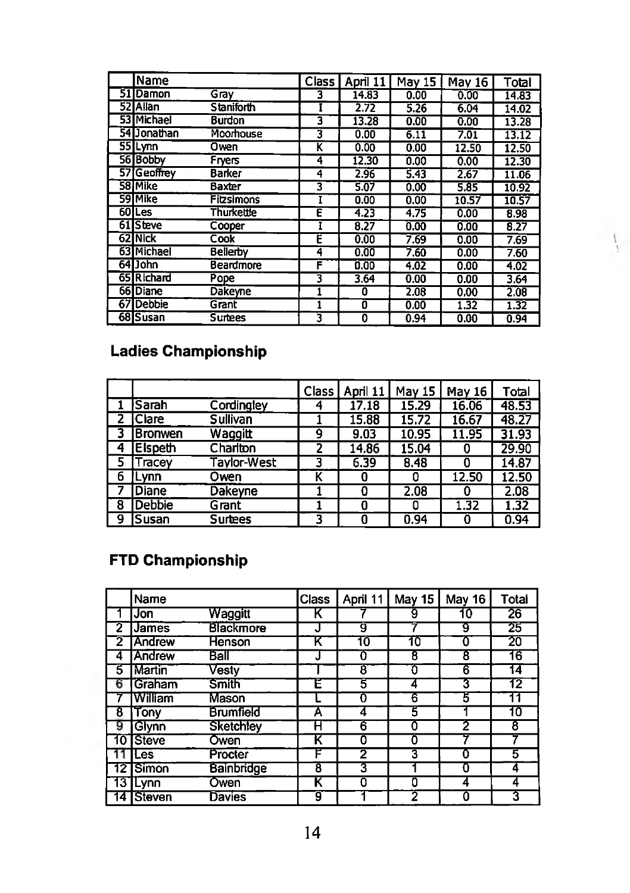| | Name | | Class | April 11 | May 15 | May 16 | Total |
|---|---|---|---|---|---|---|---|
| 51 | Damon | Gray | 3 | 14.83 | 0.00 | 0.00 | 14.83 |
| 52 | Allan | Staniforth | I | 2.72 | 5.26 | 6.04 | 14.02 |
| 53 | Michael | Burdon | 3 | 13.28 | 0.00 | 0.00 | 13.28 |
| 54 | Jonathan | Moorhouse | 3 | 0.00 | 6.11 | 7.01 | 13.12 |
| 55 | Lynn | Owen | K | 0.00 | 0.00 | 12.50 | 12.50 |
| 56 | Bobby | Fryers | 4 | 12.30 | 0.00 | 0.00 | 12.30 |
| 57 | Geoffrey | Barker | 4 | 2.96 | 5.43 | 2.67 | 11.06 |
| 58 | Mike | Baxter | 3 | 5.07 | 0.00 | 5.85 | 10.92 |
| 59 | Mike | Fitzsimons | I | 0.00 | 0.00 | 10.57 | 10.57 |
| 60 | Les | Thurkettle | E | 4.23 | 4.75 | 0.00 | 8.98 |
| 61 | Steve | Cooper | I | 8.27 | 0.00 | 0.00 | 8.27 |
| 62 | Nick | Cook | E | 0.00 | 7.69 | 0.00 | 7.69 |
| 63 | Michael | Bellerby | 4 | 0.00 | 7.60 | 0.00 | 7.60 |
| 64 | John | Beardmore | F | 0.00 | 4.02 | 0.00 | 4.02 |
| 65 | Richard | Pope | 3 | 3.64 | 0.00 | 0.00 | 3.64 |
| 66 | Diane | Dakeyne | 1 | 0 | 2.08 | 0.00 | 2.08 |
| 67 | Debbie | Grant | 1 | 0 | 0.00 | 1.32 | 1.32 |
| 68 | Susan | Surtees | 3 | 0 | 0.94 | 0.00 | 0.94 |

## Ladies Championship

| | | | Class | April 11 | May 15 | May 16 | Total |
|---|---|---|---|---|---|---|---|
| 1 | Sarah | Cordingley | 4 | 17.18 | 15.29 | 16.06 | 48.53 |
| 2 | Clare | Sullivan | 1 | 15.88 | 15.72 | 16.67 | 48.27 |
| 3 | Bronwen | Waggitt | 9 | 9.03 | 10.95 | 11.95 | 31.93 |
| 4 | Elspeth | Charlton | 2 | 14.86 | 15.04 | 0 | 29.90 |
| 5 | Tracey | Taylor-West | 3 | 6.39 | 8.48 | 0 | 14.87 |
| 6 | Lynn | Owen | K | 0 | 0 | 12.50 | 12.50 |
| 7 | Diane | Dakeyne | 1 | 0 | 2.08 | 0 | 2.08 |
| 8 | Debbie | Grant | 1 | 0 | 0 | 1.32 | 1.32 |
| 9 | Susan | Surtees | 3 | 0 | 0.94 | 0 | 0.94 |

## FTD Championship

| | Name | | Class | April 11 | May 15 | May 16 | Total |
|---|---|---|---|---|---|---|---|
| 1 | Jon | Waggitt | K | 7 | 9 | 10 | 26 |
| 2 | James | Blackmore | J | 9 | 7 | 9 | 25 |
| 2 | Andrew | Henson | K | 10 | 10 | 0 | 20 |
| 4 | Andrew | Ball | J | 0 | 8 | 8 | 16 |
| 5 | Martin | Vesty | I | 8 | 0 | 6 | 14 |
| 6 | Graham | Smith | E | 5 | 4 | 3 | 12 |
| 7 | William | Mason | L | 0 | 6 | 5 | 11 |
| 8 | Tony | Brumfield | A | 4 | 5 | 1 | 10 |
| 9 | Glynn | Sketchley | H | 6 | 0 | 2 | 8 |
| 10 | Steve | Owen | K | 0 | 0 | 7 | 7 |
| 11 | Les | Procter | F | 2 | 3 | 0 | 5 |
| 12 | Simon | Bainbridge | 8 | 3 | 1 | 0 | 4 |
| 13 | Lynn | Owen | K | 0 | 0 | 4 | 4 |
| 14 | Steven | Davies | 9 | 1 | 2 | 0 | 3 |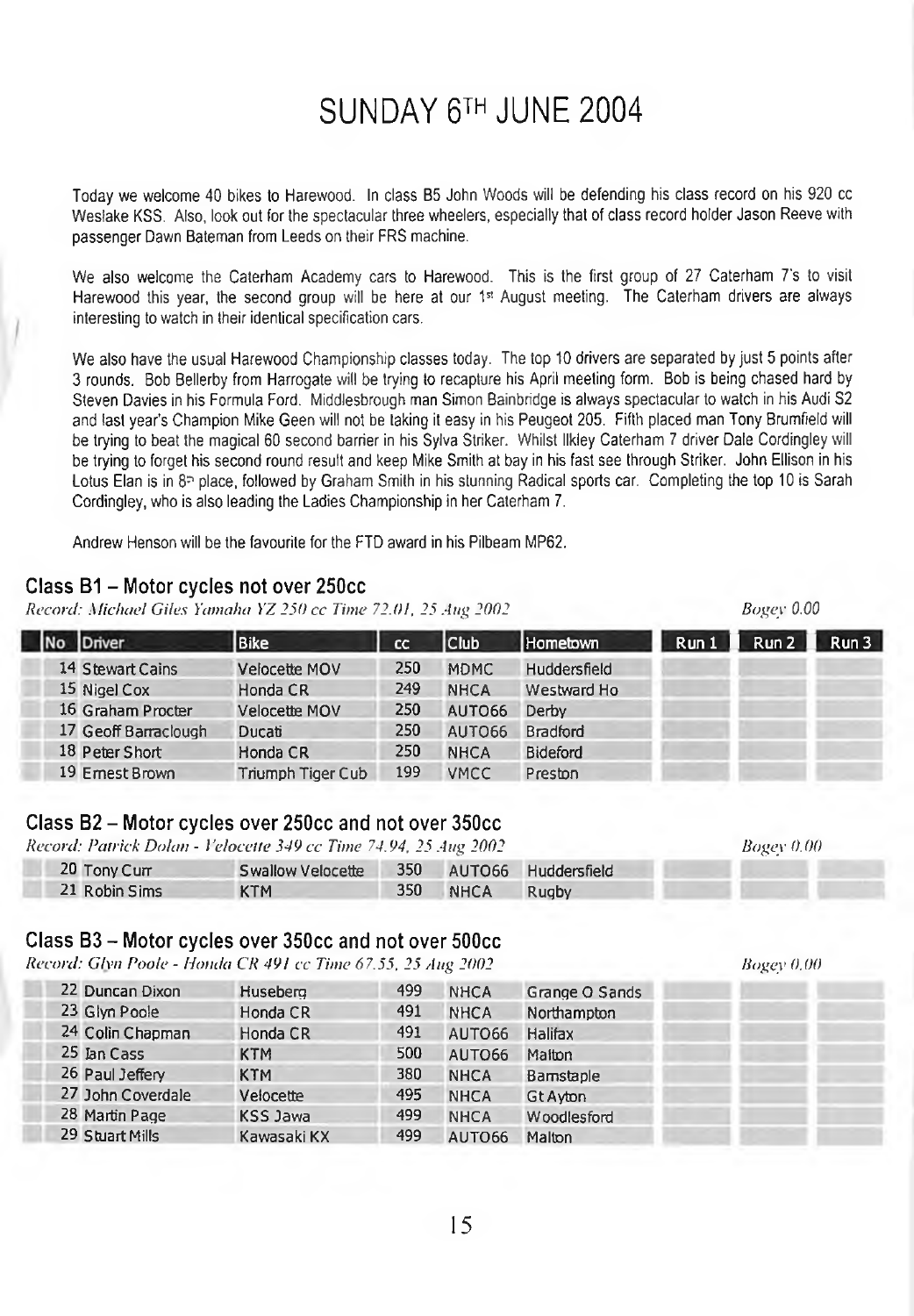# SUNDAY 6TH JUNE 2004

Today we welcome 40 bikes to Harewood. In class B5 John Woods will be defending his class record on his 920 cc Weslake KSS. Also, look out for the spectacular three wheelers, especially that of class record holder Jason Reeve with passenger Dawn Bateman from Leeds on their FRS machine.

We also welcome the Caterham Academy cars to Harewood. This is the first group of 27 Caterham 7's to visit Harewood this year, the second group will be here at our 1st August meeting. The Caterham drivers are always interesting to watch in their identical specification cars.

We also have the usual Harewood Championship classes today. The top 10 drivers are separated by just 5 points after 3 rounds. Bob Bellerby from Harrogate will be trying to recapture his April meeting form. Bob is being chased hard by Steven Davies in his Formula Ford. Middlesbrough man Simon Bainbridge is always spectacular to watch in his Audi S2 and last year's Champion Mike Geen will not be taking it easy in his Peugeot 205. Fifth placed man Tony Brumfield will be trying to beat the magical 60 second barrier in his Sylva Striker. Whilst Ilkley Caterham 7 driver Dale Cordingley will be trying to forget his second round result and keep Mike Smith at bay in his fast see through Striker. John Ellison in his Lotus Elan is in 8th place, followed by Graham Smith in his stunning Radical sports car. Completing the top 10 is Sarah Cordingley, who is also leading the Ladies Championship in her Caterham 7.

Andrew Henson will be the favourite for the FTD award in his Pilbeam MP62.

## Class B1 – Motor cycles not over 250cc

*Record: Michael Giles Yamaha YZ 250 cc Time 72.01, 25 Aug 2002* — *Bogey 0.00*

| No | Driver | Bike | cc | Club | Hometown | Run 1 | Run 2 | Run 3 |
|---|---|---|---|---|---|---|---|---|
| 14 | Stewart Cains | Velocette MOV | 250 | MDMC | Huddersfield | | | |
| 15 | Nigel Cox | Honda CR | 249 | NHCA | Westward Ho | | | |
| 16 | Graham Procter | Velocette MOV | 250 | AUTO66 | Derby | | | |
| 17 | Geoff Barraclough | Ducati | 250 | AUTO66 | Bradford | | | |
| 18 | Peter Short | Honda CR | 250 | NHCA | Bideford | | | |
| 19 | Ernest Brown | Triumph Tiger Cub | 199 | VMCC | Preston | | | |

## Class B2 – Motor cycles over 250cc and not over 350cc

*Record: Patrick Dolan - Velocette 349 cc Time 74.94, 25 Aug 2002* — *Bogey 0.00*

| No | Driver | Bike | cc | Club | Hometown | Run 1 | Run 2 | Run 3 |
|---|---|---|---|---|---|---|---|---|
| 20 | Tony Curr | Swallow Velocette | 350 | AUTO66 | Huddersfield | | | |
| 21 | Robin Sims | KTM | 350 | NHCA | Rugby | | | |

## Class B3 – Motor cycles over 350cc and not over 500cc

*Record: Glyn Poole - Honda CR 491 cc Time 67.55, 25 Aug 2002* — *Bogey 0.00*

| No | Driver | Bike | cc | Club | Hometown | Run 1 | Run 2 | Run 3 |
|---|---|---|---|---|---|---|---|---|
| 22 | Duncan Dixon | Huseberg | 499 | NHCA | Grange O Sands | | | |
| 23 | Glyn Poole | Honda CR | 491 | NHCA | Northampton | | | |
| 24 | Colin Chapman | Honda CR | 491 | AUTO66 | Halifax | | | |
| 25 | Ian Cass | KTM | 500 | AUTO66 | Malton | | | |
| 26 | Paul Jeffery | KTM | 380 | NHCA | Barnstaple | | | |
| 27 | John Coverdale | Velocette | 495 | NHCA | Gt Ayton | | | |
| 28 | Martin Page | KSS Jawa | 499 | NHCA | Woodlesford | | | |
| 29 | Stuart Mills | Kawasaki KX | 499 | AUTO66 | Malton | | | |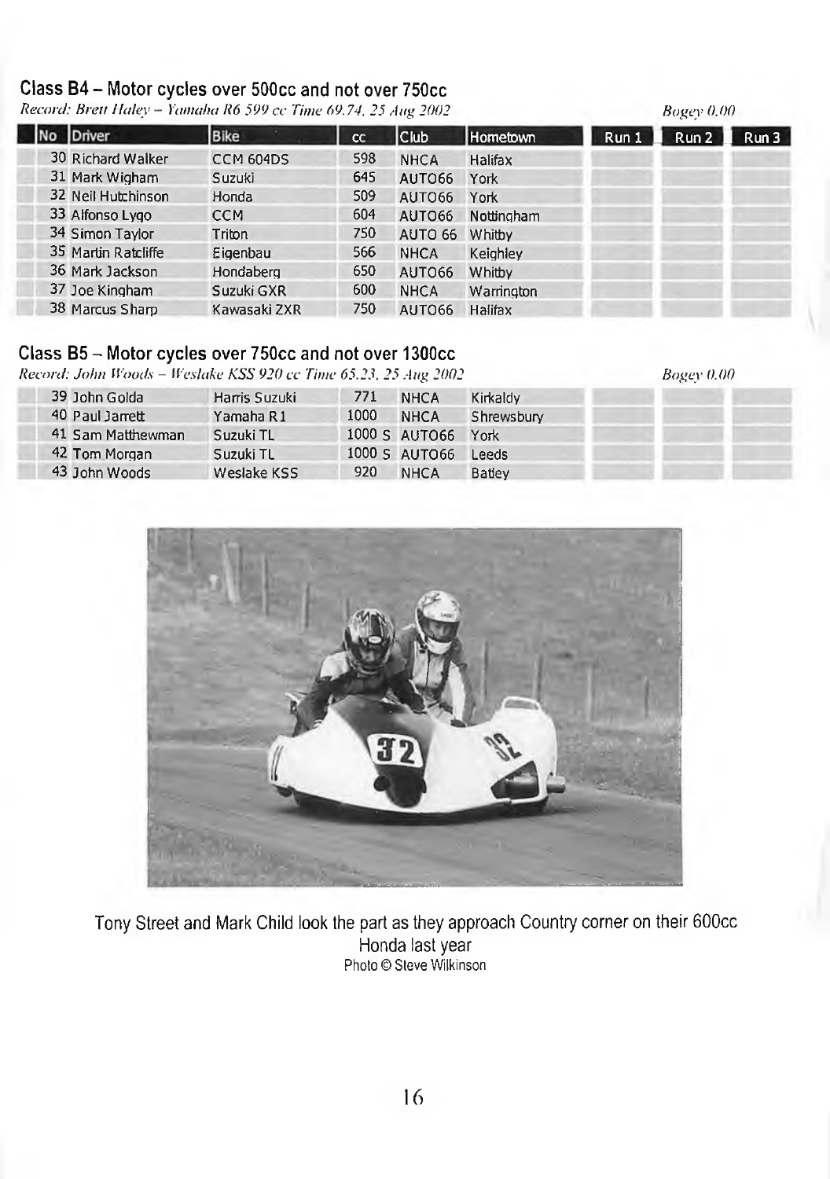## Class B4 – Motor cycles over 500cc and not over 750cc

*Record: Brett Haley – Yamaha R6 599 cc Time 69.74, 25 Aug 2002* *Bogey 0.00*

| No | Driver | Bike | cc | Club | Hometown | Run 1 | Run 2 | Run 3 |
|---|---|---|---|---|---|---|---|---|
| 30 | Richard Walker | CCM 604DS | 598 | NHCA | Halifax | | | |
| 31 | Mark Wigham | Suzuki | 645 | AUTO66 | York | | | |
| 32 | Neil Hutchinson | Honda | 509 | AUTO66 | York | | | |
| 33 | Alfonso Lygo | CCM | 604 | AUTO66 | Nottingham | | | |
| 34 | Simon Taylor | Triton | 750 | AUTO 66 | Whitby | | | |
| 35 | Martin Ratcliffe | Eigenbau | 566 | NHCA | Keighley | | | |
| 36 | Mark Jackson | Hondaberg | 650 | AUTO66 | Whitby | | | |
| 37 | Joe Kingham | Suzuki GXR | 600 | NHCA | Warrington | | | |
| 38 | Marcus Sharp | Kawasaki ZXR | 750 | AUTO66 | Halifax | | | |

## Class B5 – Motor cycles over 750cc and not over 1300cc

*Record: John Woods – Weslake KSS 920 cc Time 65.23, 25 Aug 2002* *Bogey 0.00*

| No | Driver | Bike | cc | Club | Hometown | Run 1 | Run 2 | Run 3 |
|---|---|---|---|---|---|---|---|---|
| 39 | John Golda | Harris Suzuki | 771 | NHCA | Kirkaldy | | | |
| 40 | Paul Jarrett | Yamaha R1 | 1000 | NHCA | Shrewsbury | | | |
| 41 | Sam Matthewman | Suzuki TL | 1000 S | AUTO66 | York | | | |
| 42 | Tom Morgan | Suzuki TL | 1000 S | AUTO66 | Leeds | | | |
| 43 | John Woods | Weslake KSS | 920 | NHCA | Batley | | | |

Tony Street and Mark Child look the part as they approach Country corner on their 600cc Honda last year
Photo © Steve Wilkinson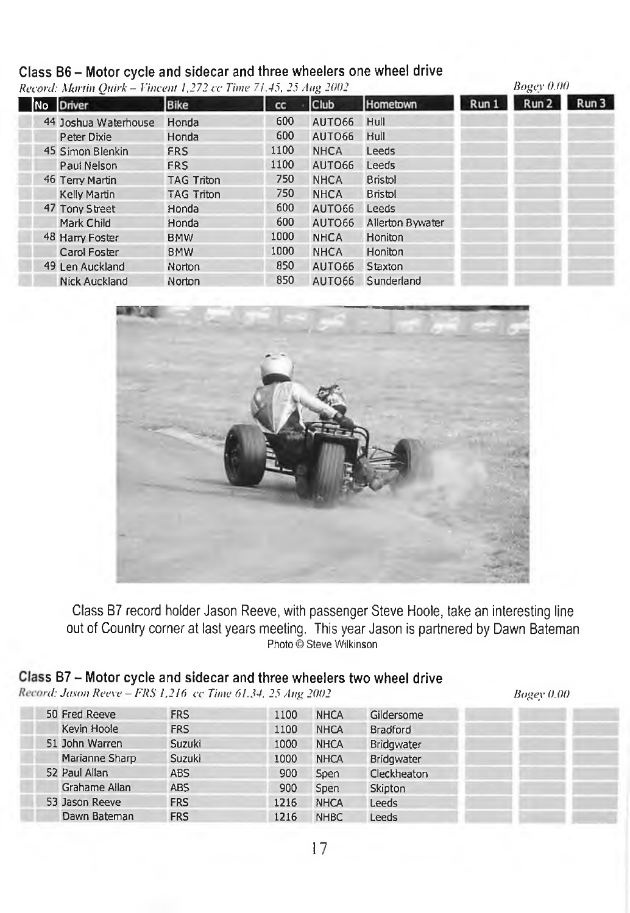## Class B6 – Motor cycle and sidecar and three wheelers one wheel drive

*Record: Martin Quirk – Vincent 1,272 cc Time 71.45, 25 Aug 2002* *Bogey 0.00*

| No | Driver | Bike | cc | Club | Hometown | Run 1 | Run 2 | Run 3 |
|---|---|---|---|---|---|---|---|---|
| 44 | Joshua Waterhouse | Honda | 600 | AUTO66 | Hull | | | |
| | Peter Dixie | Honda | 600 | AUTO66 | Hull | | | |
| 45 | Simon Blenkin | FRS | 1100 | NHCA | Leeds | | | |
| | Paul Nelson | FRS | 1100 | AUTO66 | Leeds | | | |
| 46 | Terry Martin | TAG Triton | 750 | NHCA | Bristol | | | |
| | Kelly Martin | TAG Triton | 750 | NHCA | Bristol | | | |
| 47 | Tony Street | Honda | 600 | AUTO66 | Leeds | | | |
| | Mark Child | Honda | 600 | AUTO66 | Allerton Bywater | | | |
| 48 | Harry Foster | BMW | 1000 | NHCA | Honiton | | | |
| | Carol Foster | BMW | 1000 | NHCA | Honiton | | | |
| 49 | Len Auckland | Norton | 850 | AUTO66 | Staxton | | | |
| | Nick Auckland | Norton | 850 | AUTO66 | Sunderland | | | |

Class B7 record holder Jason Reeve, with passenger Steve Hoole, take an interesting line out of Country corner at last years meeting. This year Jason is partnered by Dawn Bateman
Photo © Steve Wilkinson

## Class B7 – Motor cycle and sidecar and three wheelers two wheel drive

*Record: Jason Reeve – FRS 1,216 cc Time 61.34, 25 Aug 2002* *Bogey 0.00*

| No | Driver | Bike | cc | Club | Hometown | Run 1 | Run 2 | Run 3 |
|---|---|---|---|---|---|---|---|---|
| 50 | Fred Reeve | FRS | 1100 | NHCA | Gildersome | | | |
| | Kevin Hoole | FRS | 1100 | NHCA | Bradford | | | |
| 51 | John Warren | Suzuki | 1000 | NHCA | Bridgwater | | | |
| | Marianne Sharp | Suzuki | 1000 | NHCA | Bridgwater | | | |
| 52 | Paul Allan | ABS | 900 | Spen | Cleckheaton | | | |
| | Grahame Allan | ABS | 900 | Spen | Skipton | | | |
| 53 | Jason Reeve | FRS | 1216 | NHCA | Leeds | | | |
| | Dawn Bateman | FRS | 1216 | NHBC | Leeds | | | |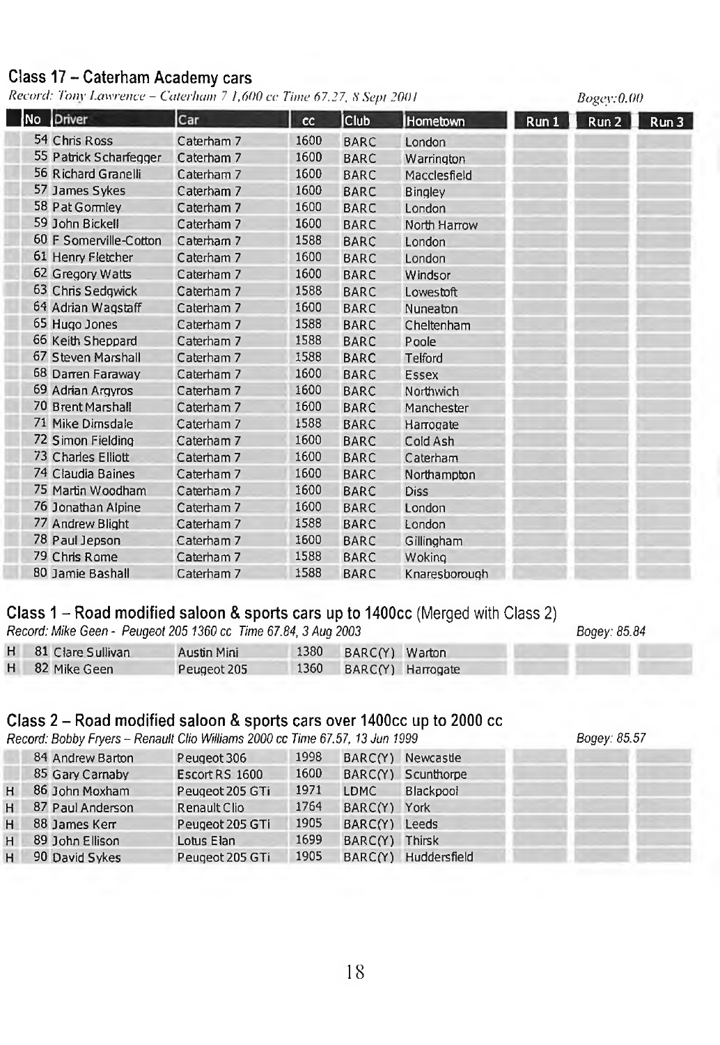## Class 17 – Caterham Academy cars

*Record: Tony Lawrence – Caterham 7 1,600 cc Time 67.27, 8 Sept 2001* — *Bogey: 0.00*

| | No | Driver | Car | cc | Club | Hometown | Run 1 | Run 2 | Run 3 |
|---|---|---|---|---|---|---|---|---|---|
| | 54 | Chris Ross | Caterham 7 | 1600 | BARC | London | | | |
| | 55 | Patrick Scharfegger | Caterham 7 | 1600 | BARC | Warrington | | | |
| | 56 | Richard Granelli | Caterham 7 | 1600 | BARC | Macclesfield | | | |
| | 57 | James Sykes | Caterham 7 | 1600 | BARC | Bingley | | | |
| | 58 | Pat Gormley | Caterham 7 | 1600 | BARC | London | | | |
| | 59 | John Bickell | Caterham 7 | 1600 | BARC | North Harrow | | | |
| | 60 | F Somerville-Cotton | Caterham 7 | 1588 | BARC | London | | | |
| | 61 | Henry Fletcher | Caterham 7 | 1600 | BARC | London | | | |
| | 62 | Gregory Watts | Caterham 7 | 1600 | BARC | Windsor | | | |
| | 63 | Chris Sedgwick | Caterham 7 | 1588 | BARC | Lowestoft | | | |
| | 64 | Adrian Wagstaff | Caterham 7 | 1600 | BARC | Nuneaton | | | |
| | 65 | Hugo Jones | Caterham 7 | 1588 | BARC | Cheltenham | | | |
| | 66 | Keith Sheppard | Caterham 7 | 1588 | BARC | Poole | | | |
| | 67 | Steven Marshall | Caterham 7 | 1588 | BARC | Telford | | | |
| | 68 | Darren Faraway | Caterham 7 | 1600 | BARC | Essex | | | |
| | 69 | Adrian Argyros | Caterham 7 | 1600 | BARC | Northwich | | | |
| | 70 | Brent Marshall | Caterham 7 | 1600 | BARC | Manchester | | | |
| | 71 | Mike Dimsdale | Caterham 7 | 1588 | BARC | Harrogate | | | |
| | 72 | Simon Fielding | Caterham 7 | 1600 | BARC | Cold Ash | | | |
| | 73 | Charles Elliott | Caterham 7 | 1600 | BARC | Caterham | | | |
| | 74 | Claudia Baines | Caterham 7 | 1600 | BARC | Northampton | | | |
| | 75 | Martin Woodham | Caterham 7 | 1600 | BARC | Diss | | | |
| | 76 | Jonathan Alpine | Caterham 7 | 1600 | BARC | London | | | |
| | 77 | Andrew Blight | Caterham 7 | 1588 | BARC | London | | | |
| | 78 | Paul Jepson | Caterham 7 | 1600 | BARC | Gillingham | | | |
| | 79 | Chris Rome | Caterham 7 | 1588 | BARC | Woking | | | |
| | 80 | Jamie Bashall | Caterham 7 | 1588 | BARC | Knaresborough | | | |

## Class 1 – Road modified saloon & sports cars up to 1400cc (Merged with Class 2)

*Record: Mike Geen - Peugeot 205 1360 cc Time 67.84, 3 Aug 2003* — *Bogey: 85.84*

| | No | Driver | Car | cc | Club | Hometown | Run 1 | Run 2 | Run 3 |
|---|---|---|---|---|---|---|---|---|---|
| H | 81 | Clare Sullivan | Austin Mini | 1380 | BARC(Y) | Warton | | | |
| H | 82 | Mike Geen | Peugeot 205 | 1360 | BARC(Y) | Harrogate | | | |

## Class 2 – Road modified saloon & sports cars over 1400cc up to 2000 cc

*Record: Bobby Fryers – Renault Clio Williams 2000 cc Time 67.57, 13 Jun 1999* — *Bogey: 85.57*

| | No | Driver | Car | cc | Club | Hometown | Run 1 | Run 2 | Run 3 |
|---|---|---|---|---|---|---|---|---|---|
| | 84 | Andrew Barton | Peugeot 306 | 1998 | BARC(Y) | Newcastle | | | |
| | 85 | Gary Carnaby | Escort RS 1600 | 1600 | BARC(Y) | Scunthorpe | | | |
| H | 86 | John Moxham | Peugeot 205 GTi | 1971 | LDMC | Blackpool | | | |
| H | 87 | Paul Anderson | Renault Clio | 1764 | BARC(Y) | York | | | |
| H | 88 | James Kerr | Peugeot 205 GTi | 1905 | BARC(Y) | Leeds | | | |
| H | 89 | John Ellison | Lotus Elan | 1699 | BARC(Y) | Thirsk | | | |
| H | 90 | David Sykes | Peugeot 205 GTi | 1905 | BARC(Y) | Huddersfield | | | |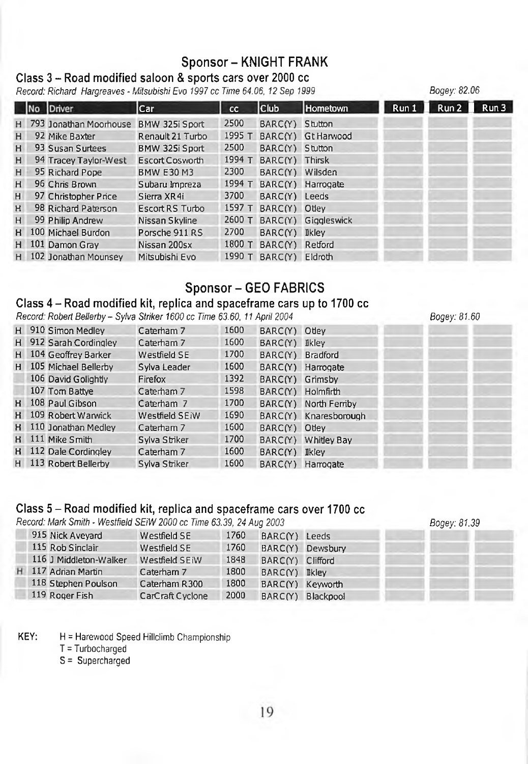## Sponsor – KNIGHT FRANK

### Class 3 – Road modified saloon & sports cars over 2000 cc

*Record: Richard Hargreaves - Mitsubishi Evo 1997 cc Time 64.06, 12 Sep 1999*

*Bogey: 82.06*

| | No | Driver | Car | cc | Club | Hometown | Run 1 | Run 2 | Run 3 |
|---|---|---|---|---|---|---|---|---|---|
| H | 793 | Jonathan Moorhouse | BMW 325i Sport | 2500 | BARC(Y) | Stutton | | | |
| H | 92 | Mike Baxter | Renault 21 Turbo | 1995 T | BARC(Y) | Gt Harwood | | | |
| H | 93 | Susan Surtees | BMW 325i Sport | 2500 | BARC(Y) | Stutton | | | |
| H | 94 | Tracey Taylor-West | Escort Cosworth | 1994 T | BARC(Y) | Thirsk | | | |
| H | 95 | Richard Pope | BMW E30 M3 | 2300 | BARC(Y) | Wilsden | | | |
| H | 96 | Chris Brown | Subaru Impreza | 1994 T | BARC(Y) | Harrogate | | | |
| H | 97 | Christopher Price | Sierra XR4i | 3700 | BARC(Y) | Leeds | | | |
| H | 98 | Richard Paterson | Escort RS Turbo | 1597 T | BARC(Y) | Otley | | | |
| H | 99 | Philip Andrew | Nissan Skyline | 2600 T | BARC(Y) | Giggleswick | | | |
| H | 100 | Michael Burdon | Porsche 911 RS | 2700 | BARC(Y) | Ilkley | | | |
| H | 101 | Damon Gray | Nissan 200sx | 1800 T | BARC(Y) | Retford | | | |
| H | 102 | Jonathan Mounsey | Mitsubishi Evo | 1990 T | BARC(Y) | Eldroth | | | |

## Sponsor – GEO FABRICS

### Class 4 – Road modified kit, replica and spaceframe cars up to 1700 cc

*Record: Robert Bellerby – Sylva Striker 1600 cc Time 63.60, 11 April 2004*

*Bogey: 81.60*

| | No | Driver | Car | cc | Club | Hometown | Run 1 | Run 2 | Run 3 |
|---|---|---|---|---|---|---|---|---|---|
| H | 910 | Simon Medley | Caterham 7 | 1600 | BARC(Y) | Otley | | | |
| H | 912 | Sarah Cordingley | Caterham 7 | 1600 | BARC(Y) | Ilkley | | | |
| H | 104 | Geoffrey Barker | Westfield SE | 1700 | BARC(Y) | Bradford | | | |
| H | 105 | Michael Bellerby | Sylva Leader | 1600 | BARC(Y) | Harrogate | | | |
| | 106 | David Golightly | Firefox | 1392 | BARC(Y) | Grimsby | | | |
| | 107 | Tom Battye | Caterham 7 | 1598 | BARC(Y) | Holmfirth | | | |
| H | 108 | Paul Gibson | Caterham 7 | 1700 | BARC(Y) | North Ferriby | | | |
| H | 109 | Robert Warwick | Westfield SEiW | 1690 | BARC(Y) | Knaresborough | | | |
| H | 110 | Jonathan Medley | Caterham 7 | 1600 | BARC(Y) | Otley | | | |
| H | 111 | Mike Smith | Sylva Striker | 1700 | BARC(Y) | Whitley Bay | | | |
| H | 112 | Dale Cordingley | Caterham 7 | 1600 | BARC(Y) | Ilkley | | | |
| H | 113 | Robert Bellerby | Sylva Striker | 1600 | BARC(Y) | Harrogate | | | |

### Class 5 – Road modified kit, replica and spaceframe cars over 1700 cc

*Record: Mark Smith - Westfield SEiW 2000 cc Time 63.39, 24 Aug 2003*

*Bogey: 81.39*

| | No | Driver | Car | cc | Club | Hometown | Run 1 | Run 2 | Run 3 |
|---|---|---|---|---|---|---|---|---|---|
| | 915 | Nick Aveyard | Westfield SE | 1760 | BARC(Y) | Leeds | | | |
| | 115 | Rob Sinclair | Westfield SE | 1760 | BARC(Y) | Dewsbury | | | |
| | 116 | J Middleton-Walker | Westfield SEiW | 1848 | BARC(Y) | Clifford | | | |
| H | 117 | Adrian Martin | Caterham 7 | 1800 | BARC(Y) | Ilkley | | | |
| | 118 | Stephen Poulson | Caterham R300 | 1800 | BARC(Y) | Keyworth | | | |
| | 119 | Roger Fish | CarCraft Cyclone | 2000 | BARC(Y) | Blackpool | | | |

KEY:
- H = Harewood Speed Hillclimb Championship
- T = Turbocharged
- S = Supercharged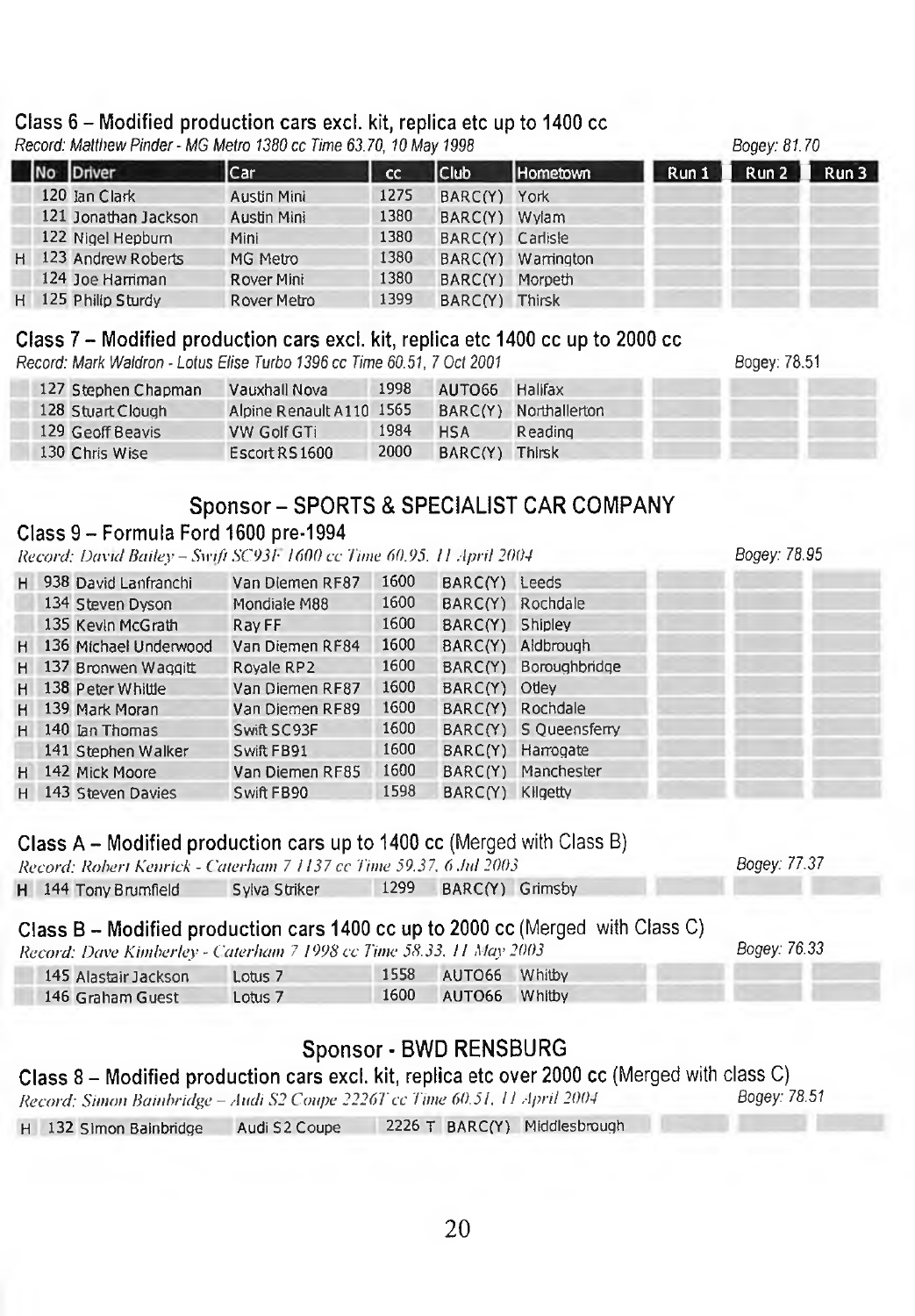## Class 6 – Modified production cars excl. kit, replica etc up to 1400 cc

*Record: Matthew Pinder - MG Metro 1380 cc Time 63.70, 10 May 1998* — *Bogey: 81.70*

| | No | Driver | Car | cc | Club | Hometown | Run 1 | Run 2 | Run 3 |
|---|---|---|---|---|---|---|---|---|---|
| | 120 | Ian Clark | Austin Mini | 1275 | BARC(Y) | York | | | |
| | 121 | Jonathan Jackson | Austin Mini | 1380 | BARC(Y) | Wylam | | | |
| | 122 | Nigel Hepburn | Mini | 1380 | BARC(Y) | Carlisle | | | |
| H | 123 | Andrew Roberts | MG Metro | 1380 | BARC(Y) | Warrington | | | |
| | 124 | Joe Harriman | Rover Mini | 1380 | BARC(Y) | Morpeth | | | |
| H | 125 | Philip Sturdy | Rover Metro | 1399 | BARC(Y) | Thirsk | | | |

## Class 7 – Modified production cars excl. kit, replica etc 1400 cc up to 2000 cc

*Record: Mark Waldron - Lotus Elise Turbo 1396 cc Time 60.51, 7 Oct 2001* — Bogey: 78.51

| | No | Driver | Car | cc | Club | Hometown | Run 1 | Run 2 | Run 3 |
|---|---|---|---|---|---|---|---|---|---|
| | 127 | Stephen Chapman | Vauxhall Nova | 1998 | AUTO66 | Halifax | | | |
| | 128 | Stuart Clough | Alpine Renault A110 | 1565 | BARC(Y) | Northallerton | | | |
| | 129 | Geoff Beavis | VW Golf GTi | 1984 | HSA | Reading | | | |
| | 130 | Chris Wise | Escort RS1600 | 2000 | BARC(Y) | Thirsk | | | |

## Sponsor – SPORTS & SPECIALIST CAR COMPANY

## Class 9 – Formula Ford 1600 pre-1994

*Record: David Bailey – Swift SC93F 1600 cc Time 60.95, 11 April 2004* — *Bogey: 78.95*

| | No | Driver | Car | cc | Club | Hometown | Run 1 | Run 2 | Run 3 |
|---|---|---|---|---|---|---|---|---|---|
| H | 938 | David Lanfranchi | Van Diemen RF87 | 1600 | BARC(Y) | Leeds | | | |
| | 134 | Steven Dyson | Mondiale M88 | 1600 | BARC(Y) | Rochdale | | | |
| | 135 | Kevin McGrath | Ray FF | 1600 | BARC(Y) | Shipley | | | |
| H | 136 | Michael Underwood | Van Diemen RF84 | 1600 | BARC(Y) | Aldbrough | | | |
| H | 137 | Bronwen Waggitt | Royale RP2 | 1600 | BARC(Y) | Boroughbridge | | | |
| H | 138 | Peter Whittle | Van Diemen RF87 | 1600 | BARC(Y) | Otley | | | |
| H | 139 | Mark Moran | Van Diemen RF89 | 1600 | BARC(Y) | Rochdale | | | |
| H | 140 | Ian Thomas | Swift SC93F | 1600 | BARC(Y) | S Queensferry | | | |
| | 141 | Stephen Walker | Swift FB91 | 1600 | BARC(Y) | Harrogate | | | |
| H | 142 | Mick Moore | Van Diemen RF85 | 1600 | BARC(Y) | Manchester | | | |
| H | 143 | Steven Davies | Swift FB90 | 1598 | BARC(Y) | Kilgetty | | | |

## Class A – Modified production cars up to 1400 cc (Merged with Class B)

*Record: Robert Kenrick - Caterham 7 1137 cc Time 59.37, 6 Jul 2003* — *Bogey: 77.37*

| | No | Driver | Car | cc | Club | Hometown | Run 1 | Run 2 | Run 3 |
|---|---|---|---|---|---|---|---|---|---|
| H | 144 | Tony Brumfield | Sylva Striker | 1299 | BARC(Y) | Grimsby | | | |

## Class B – Modified production cars 1400 cc up to 2000 cc (Merged with Class C)

*Record: Dave Kimberley - Caterham 7 1998 cc Time 58.33, 11 May 2003* — *Bogey: 76.33*

| | No | Driver | Car | cc | Club | Hometown | Run 1 | Run 2 | Run 3 |
|---|---|---|---|---|---|---|---|---|---|
| | 145 | Alastair Jackson | Lotus 7 | 1558 | AUTO66 | Whitby | | | |
| | 146 | Graham Guest | Lotus 7 | 1600 | AUTO66 | Whitby | | | |

## Sponsor - BWD RENSBURG

## Class 8 – Modified production cars excl. kit, replica etc over 2000 cc (Merged with class C)

*Record: Simon Bainbridge – Audi S2 Coupe 2226T cc Time 60.51, 11 April 2004* — *Bogey: 78.51*

| | No | Driver | Car | cc | Club | Hometown | Run 1 | Run 2 | Run 3 |
|---|---|---|---|---|---|---|---|---|---|
| H | 132 | Simon Bainbridge | Audi S2 Coupe | 2226 T | BARC(Y) | Middlesbrough | | | |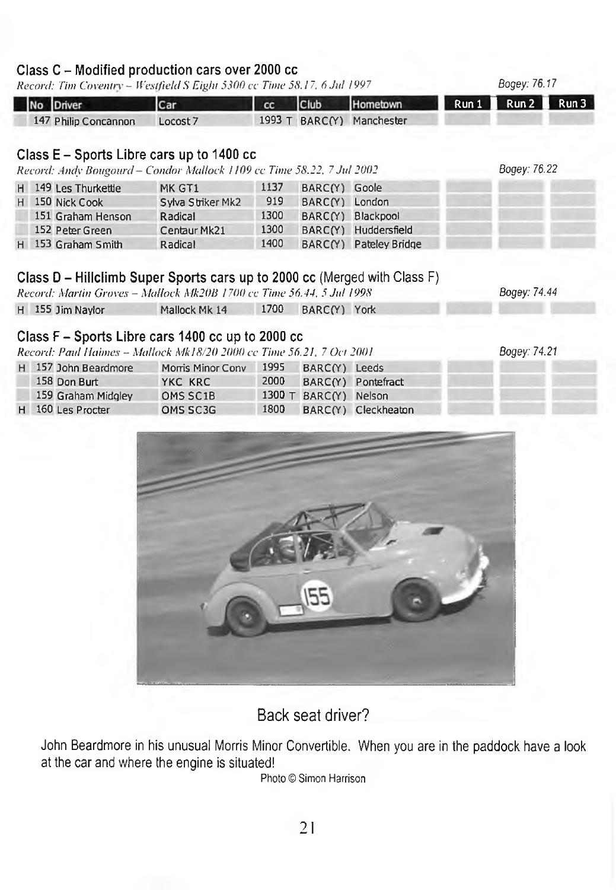## Class C – Modified production cars over 2000 cc

*Record: Tim Coventry – Westfield S Eight 5300 cc Time 58.17, 6 Jul 1997* Bogey: 76.17

| | No | Driver | Car | cc | Club | Hometown | Run 1 | Run 2 | Run 3 |
|---|---|---|---|---|---|---|---|---|---|
| | 147 | Philip Concannon | Locost 7 | 1993 T | BARC(Y) | Manchester | | | |

## Class E – Sports Libre cars up to 1400 cc

*Record: Andy Bougourd – Condor Mallock 1109 cc Time 58.22, 7 Jul 2002* Bogey: 76.22

| | No | Driver | Car | cc | Club | Hometown | Run 1 | Run 2 | Run 3 |
|---|---|---|---|---|---|---|---|---|---|
| H | 149 | Les Thurkettle | MK GT1 | 1137 | BARC(Y) | Goole | | | |
| H | 150 | Nick Cook | Sylva Striker Mk2 | 919 | BARC(Y) | London | | | |
| | 151 | Graham Henson | Radical | 1300 | BARC(Y) | Blackpool | | | |
| | 152 | Peter Green | Centaur Mk21 | 1300 | BARC(Y) | Huddersfield | | | |
| H | 153 | Graham Smith | Radical | 1400 | BARC(Y) | Pateley Bridge | | | |

## Class D – Hillclimb Super Sports cars up to 2000 cc (Merged with Class F)

*Record: Martin Groves – Mallock Mk20B 1700 cc Time 56.44, 5 Jul 1998* Bogey: 74.44

| | No | Driver | Car | cc | Club | Hometown | Run 1 | Run 2 | Run 3 |
|---|---|---|---|---|---|---|---|---|---|
| H | 155 | Jim Naylor | Mallock Mk 14 | 1700 | BARC(Y) | York | | | |

## Class F – Sports Libre cars 1400 cc up to 2000 cc

*Record: Paul Haimes – Mallock Mk18/20 2000 cc Time 56.21, 7 Oct 2001* Bogey: 74.21

| | No | Driver | Car | cc | Club | Hometown | Run 1 | Run 2 | Run 3 |
|---|---|---|---|---|---|---|---|---|---|
| H | 157 | John Beardmore | Morris Minor Conv | 1995 | BARC(Y) | Leeds | | | |
| | 158 | Don Burt | YKC KRC | 2000 | BARC(Y) | Pontefract | | | |
| | 159 | Graham Midgley | OMS SC1B | 1300 T | BARC(Y) | Nelson | | | |
| H | 160 | Les Procter | OMS SC3G | 1800 | BARC(Y) | Cleckheaton | | | |

Back seat driver?

John Beardmore in his unusual Morris Minor Convertible. When you are in the paddock have a look at the car and where the engine is situated!

Photo © Simon Harrison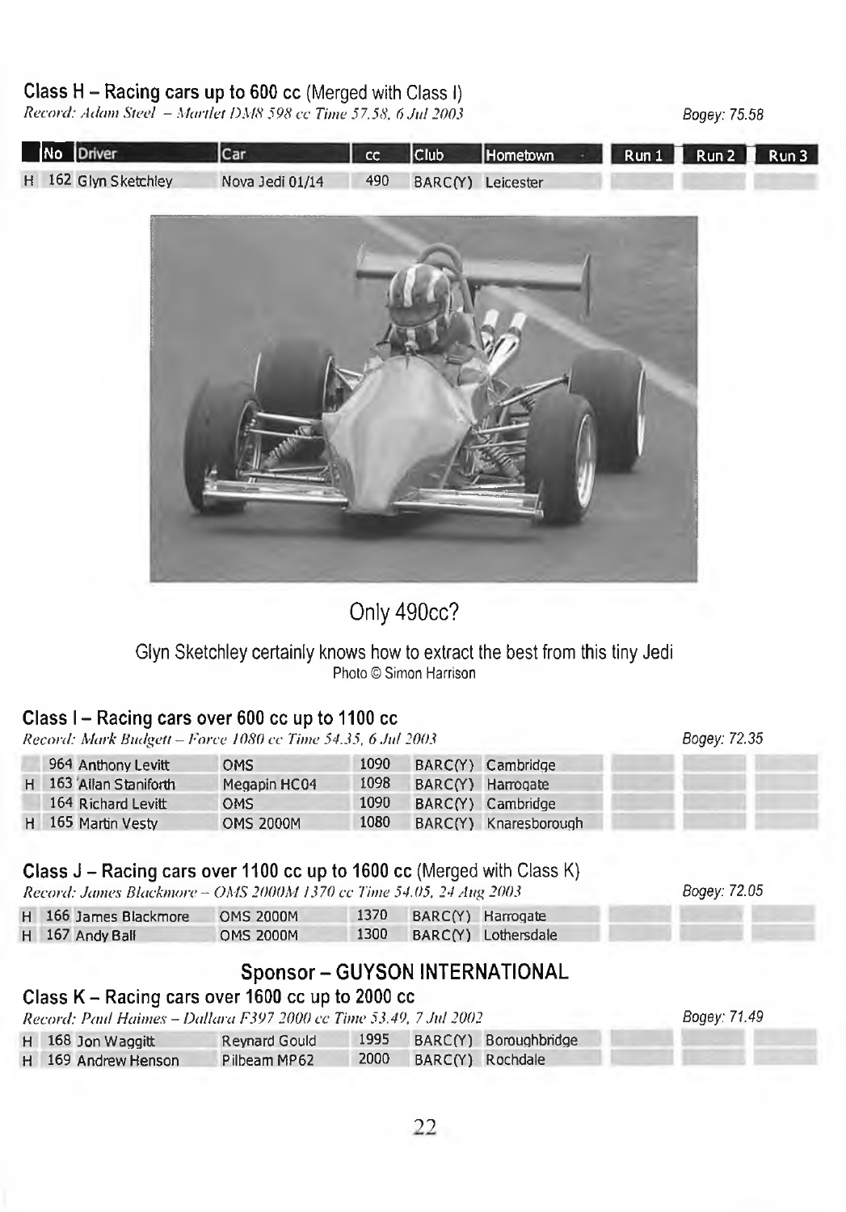## Class H – Racing cars up to 600 cc (Merged with Class I)

*Record: Adam Steel – Martlet DM8 598 cc Time 57.58, 6 Jul 2003*

Bogey: 75.58

| | No | Driver | Car | cc | Club | Hometown | Run 1 | Run 2 | Run 3 |
|---|---|---|---|---|---|---|---|---|---|
| H | 162 | Glyn Sketchley | Nova Jedi 01/14 | 490 | BARC(Y) | Leicester | | | |

Only 490cc?

Glyn Sketchley certainly knows how to extract the best from this tiny Jedi
Photo © Simon Harrison

## Class I – Racing cars over 600 cc up to 1100 cc

*Record: Mark Budgett – Force 1080 cc Time 54.35, 6 Jul 2003*

Bogey: 72.35

| | No | Driver | Car | cc | Club | Hometown | Run 1 | Run 2 | Run 3 |
|---|---|---|---|---|---|---|---|---|---|
| | 964 | Anthony Levitt | OMS | 1090 | BARC(Y) | Cambridge | | | |
| H | 163 | Allan Staniforth | Megapin HC04 | 1098 | BARC(Y) | Harrogate | | | |
| | 164 | Richard Levitt | OMS | 1090 | BARC(Y) | Cambridge | | | |
| H | 165 | Martin Vesty | OMS 2000M | 1080 | BARC(Y) | Knaresborough | | | |

## Class J – Racing cars over 1100 cc up to 1600 cc (Merged with Class K)

*Record: James Blackmore – OMS 2000M 1370 cc Time 54.05, 24 Aug 2003*

Bogey: 72.05

| | No | Driver | Car | cc | Club | Hometown | Run 1 | Run 2 | Run 3 |
|---|---|---|---|---|---|---|---|---|---|
| H | 166 | James Blackmore | OMS 2000M | 1370 | BARC(Y) | Harrogate | | | |
| H | 167 | Andy Ball | OMS 2000M | 1300 | BARC(Y) | Lothersdale | | | |

## Sponsor – GUYSON INTERNATIONAL

## Class K – Racing cars over 1600 cc up to 2000 cc

*Record: Paul Haimes – Dallara F397 2000 cc Time 53.49, 7 Jul 2002*

Bogey: 71.49

| | No | Driver | Car | cc | Club | Hometown | Run 1 | Run 2 | Run 3 |
|---|---|---|---|---|---|---|---|---|---|
| H | 168 | Jon Waggitt | Reynard Gould | 1995 | BARC(Y) | Boroughbridge | | | |
| H | 169 | Andrew Henson | Pilbeam MP62 | 2000 | BARC(Y) | Rochdale | | | |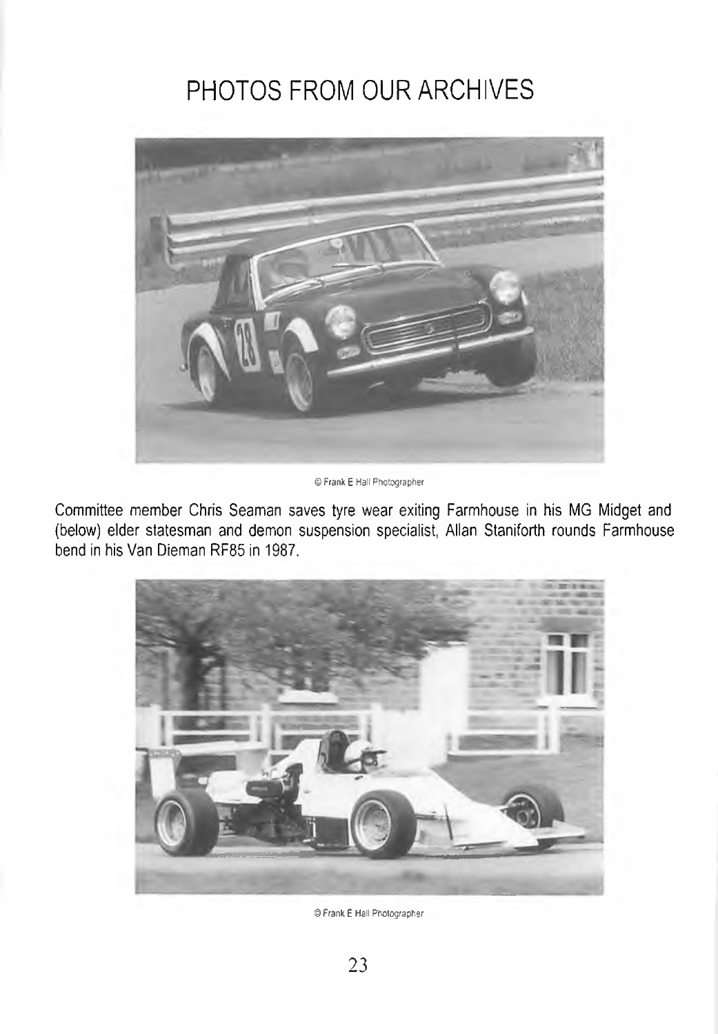# PHOTOS FROM OUR ARCHIVES

© Frank E Hall Photographer

Committee member Chris Seaman saves tyre wear exiting Farmhouse in his MG Midget and (below) elder statesman and demon suspension specialist, Allan Staniforth rounds Farmhouse bend in his Van Dieman RF85 in 1987.

© Frank E Hall Photographer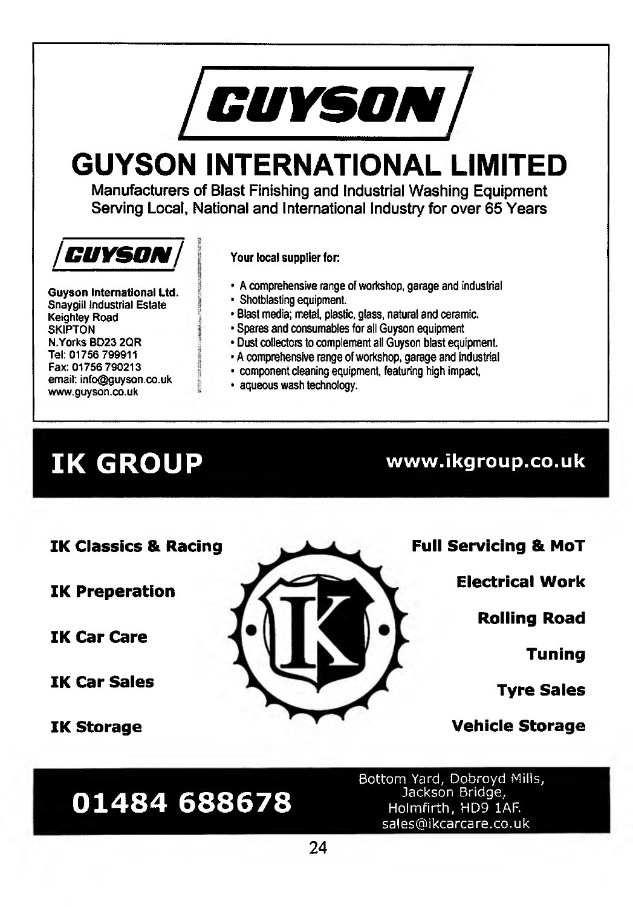# GUYSON

## GUYSON INTERNATIONAL LIMITED

**Manufacturers of Blast Finishing and Industrial Washing Equipment**
**Serving Local, National and International Industry for over 65 Years**

GUYSON

**Guyson International Ltd.**
Snaygill Industrial Estate
Keighley Road
SKIPTON
N.Yorks BD23 2QR
Tel: 01756 799911
Fax: 01756 790213
email: info@guyson.co.uk
www.guyson.co.uk

**Your local supplier for:**

- A comprehensive range of workshop, garage and industrial
- Shotblasting equipment.
- Blast media; metal, plastic, glass, natural and ceramic.
- Spares and consumables for all Guyson equipment
- Dust collectors to complement all Guyson blast equipment.
- A comprehensive range of workshop, garage and industrial
- component cleaning equipment, featuring high impact,
- aqueous wash technology.

## IK GROUP

**www.ikgroup.co.uk**

**IK Classics & Racing**

**IK Preperation**

**IK Car Care**

**IK Car Sales**

**IK Storage**

**Full Servicing & MoT**

**Electrical Work**

**Rolling Road**

**Tuning**

**Tyre Sales**

**Vehicle Storage**

## 01484 688678

Bottom Yard, Dobroyd Mills,
Jackson Bridge,
Holmfirth, HD9 1AF.
sales@ikcarcare.co.uk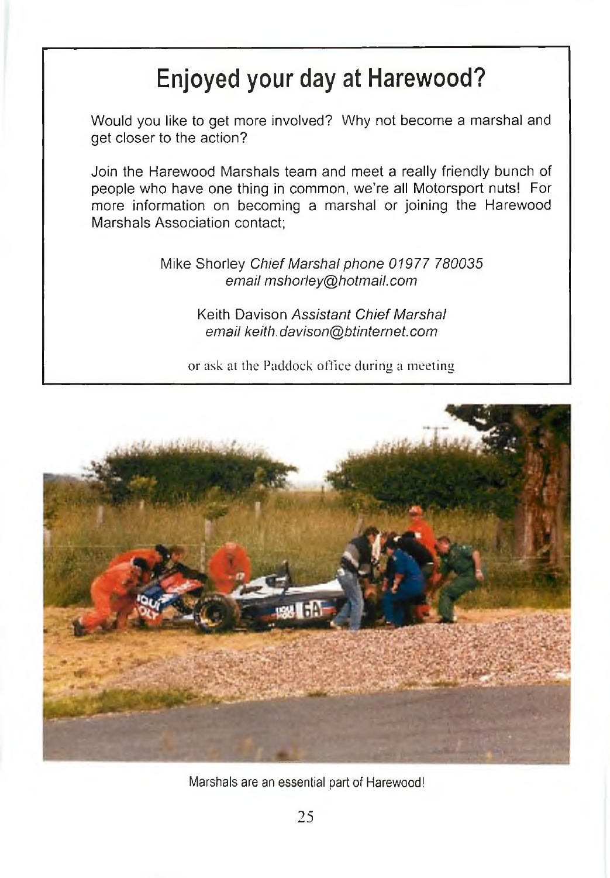# Enjoyed your day at Harewood?

Would you like to get more involved? Why not become a marshal and get closer to the action?

Join the Harewood Marshals team and meet a really friendly bunch of people who have one thing in common, we're all Motorsport nuts! For more information on becoming a marshal or joining the Harewood Marshals Association contact;

Mike Shorley *Chief Marshal phone 01977 780035*
*email mshorley@hotmail.com*

Keith Davison *Assistant Chief Marshal*
*email keith.davison@btinternet.com*

or ask at the Paddock office during a meeting

Marshals are an essential part of Harewood!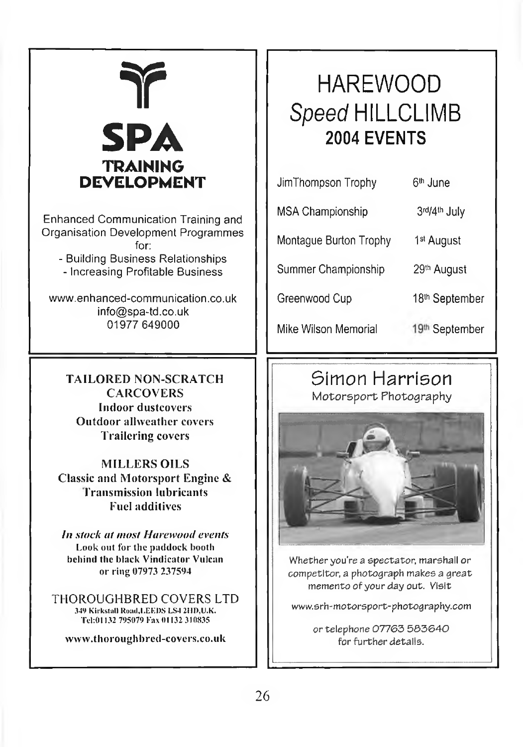## SPA TRAINING DEVELOPMENT

Enhanced Communication Training and Organisation Development Programmes for:

- Building Business Relationships
- Increasing Profitable Business

www.enhanced-communication.co.uk
info@spa-td.co.uk
01977 649000

# HAREWOOD *Speed* HILLCLIMB

## 2004 EVENTS

| | |
|---|---|
| JimThompson Trophy | 6th June |
| MSA Championship | 3rd/4th July |
| Montague Burton Trophy | 1st August |
| Summer Championship | 29th August |
| Greenwood Cup | 18th September |
| Mike Wilson Memorial | 19th September |

**TAILORED NON-SCRATCH CARCOVERS**
**Indoor dustcovers**
**Outdoor allweather covers**
**Trailering covers**

**MILLERS OILS**
**Classic and Motorsport Engine & Transmission lubricants**
**Fuel additives**

***In stock at most Harewood events***
**Look out for the paddock booth behind the black Vindicator Vulcan or ring 07973 237594**

THOROUGHBRED COVERS LTD
**349 Kirkstall Road, LEEDS LS4 2HD, U.K.**
**Tel: 01132 795079 Fax 01132 310835**

**www.thoroughbred-covers.co.uk**

## Simon Harrison

Motorsport Photography

Whether you're a spectator, marshall or competitor, a photograph makes a great memento of your day out. Visit

www.srh-motorsport-photography.com

or telephone 07763 583640 for further details.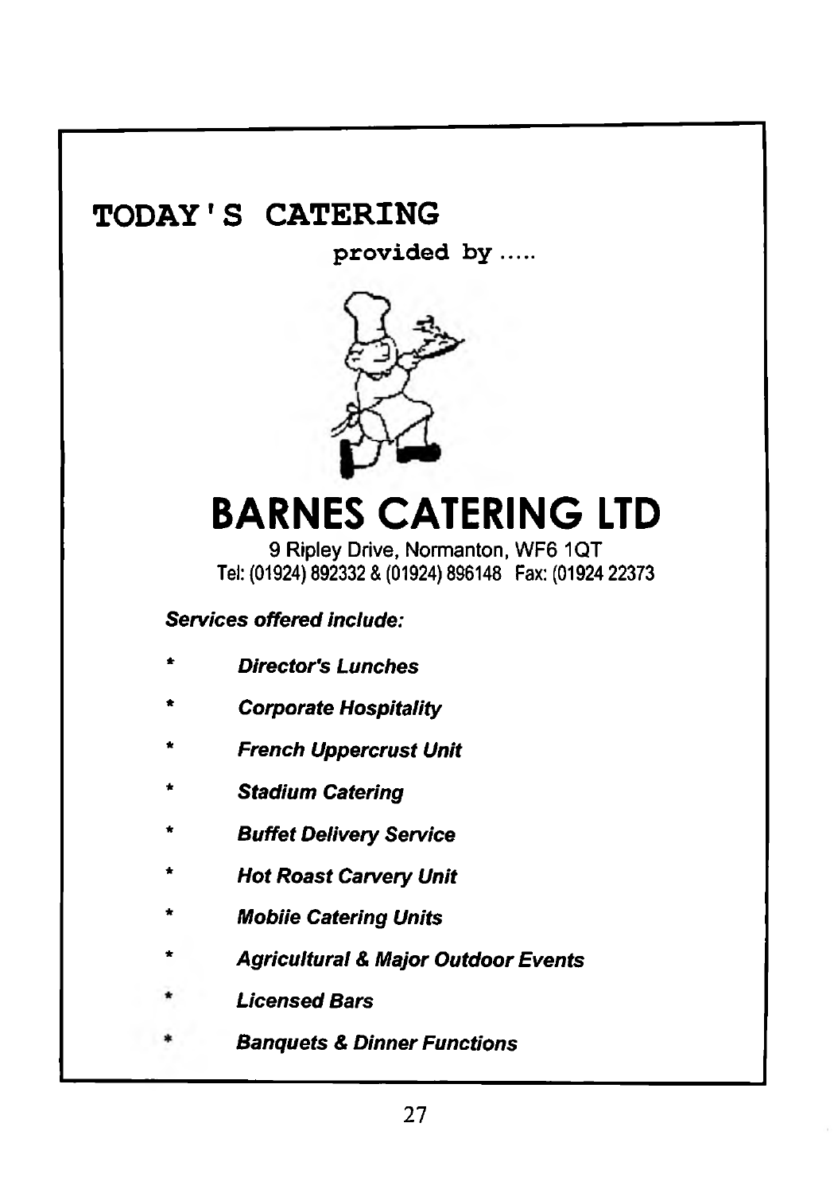# TODAY'S CATERING

provided by .....

# BARNES CATERING LTD

9 Ripley Drive, Normanton, WF6 1QT
Tel: (01924) 892332 & (01924) 896148 Fax: (01924 22373

***Services offered include:***

- ***Director's Lunches***
- ***Corporate Hospitality***
- ***French Uppercrust Unit***
- ***Stadium Catering***
- ***Buffet Delivery Service***
- ***Hot Roast Carvery Unit***
- ***Mobiie Catering Units***
- ***Agricultural & Major Outdoor Events***
- ***Licensed Bars***
- ***Banquets & Dinner Functions***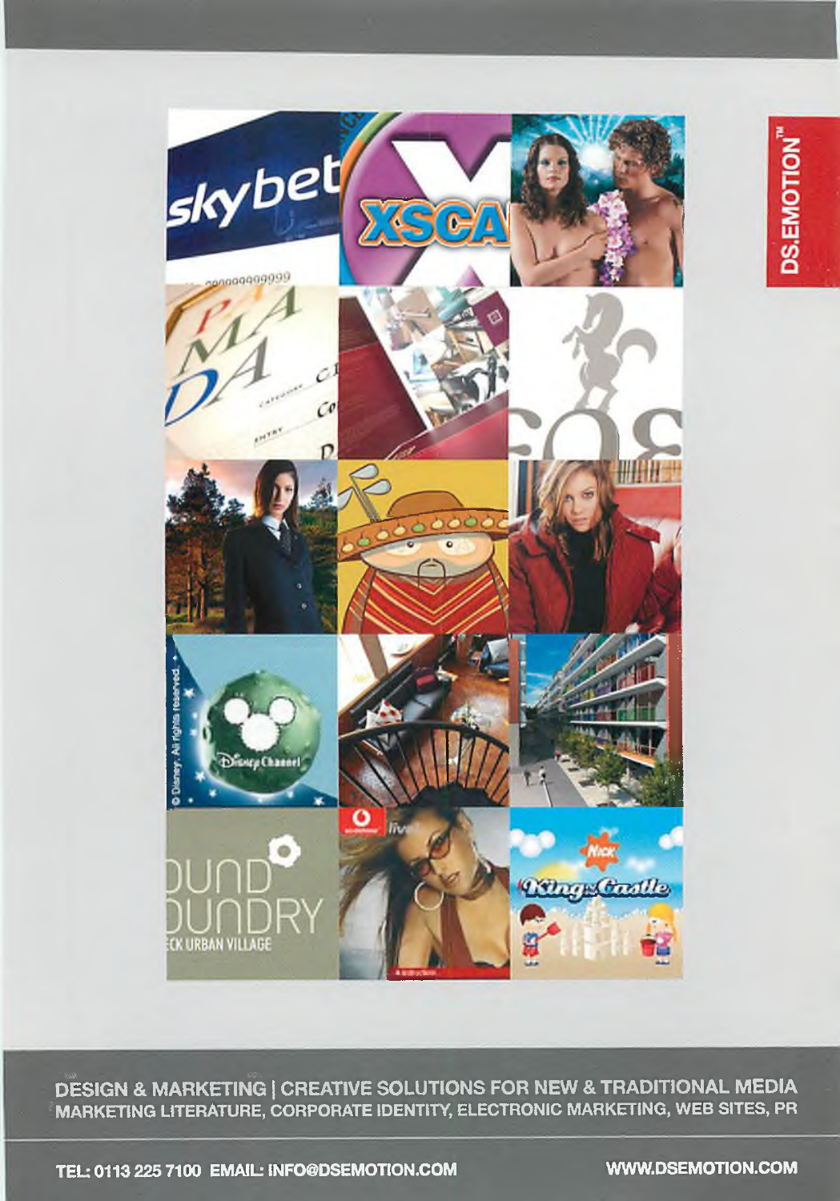DS.EMOTION™

DESIGN & MARKETING | CREATIVE SOLUTIONS FOR NEW & TRADITIONAL MEDIA
MARKETING LITERATURE, CORPORATE IDENTITY, ELECTRONIC MARKETING, WEB SITES, PR

TEL: 0113 225 7100 EMAIL: INFO@DSEMOTION.COM

WWW.DSEMOTION.COM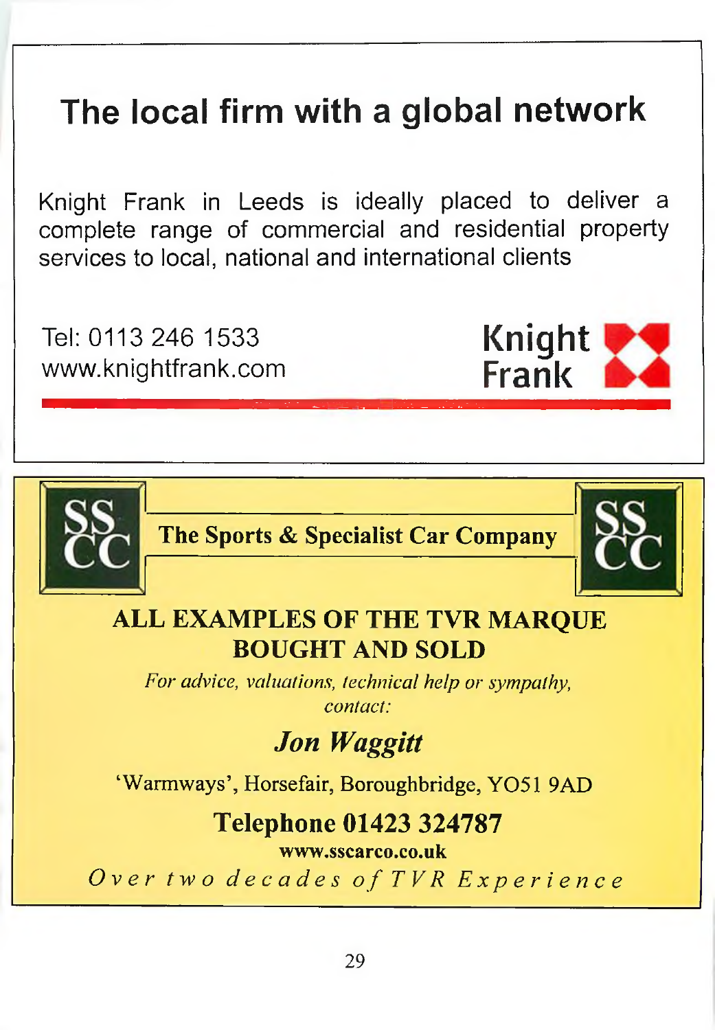# The local firm with a global network

Knight Frank in Leeds is ideally placed to deliver a complete range of commercial and residential property services to local, national and international clients

Tel: 0113 246 1533
www.knightfrank.com

Knight Frank

---

SS CC

**The Sports & Specialist Car Company**

SS CC

## ALL EXAMPLES OF THE TVR MARQUE BOUGHT AND SOLD

*For advice, valuations, technical help or sympathy, contact:*

***Jon Waggitt***

'Warmways', Horsefair, Boroughbridge, YO51 9AD

**Telephone 01423 324787**

**www.sscarco.co.uk**

*Over two decades of TVR Experience*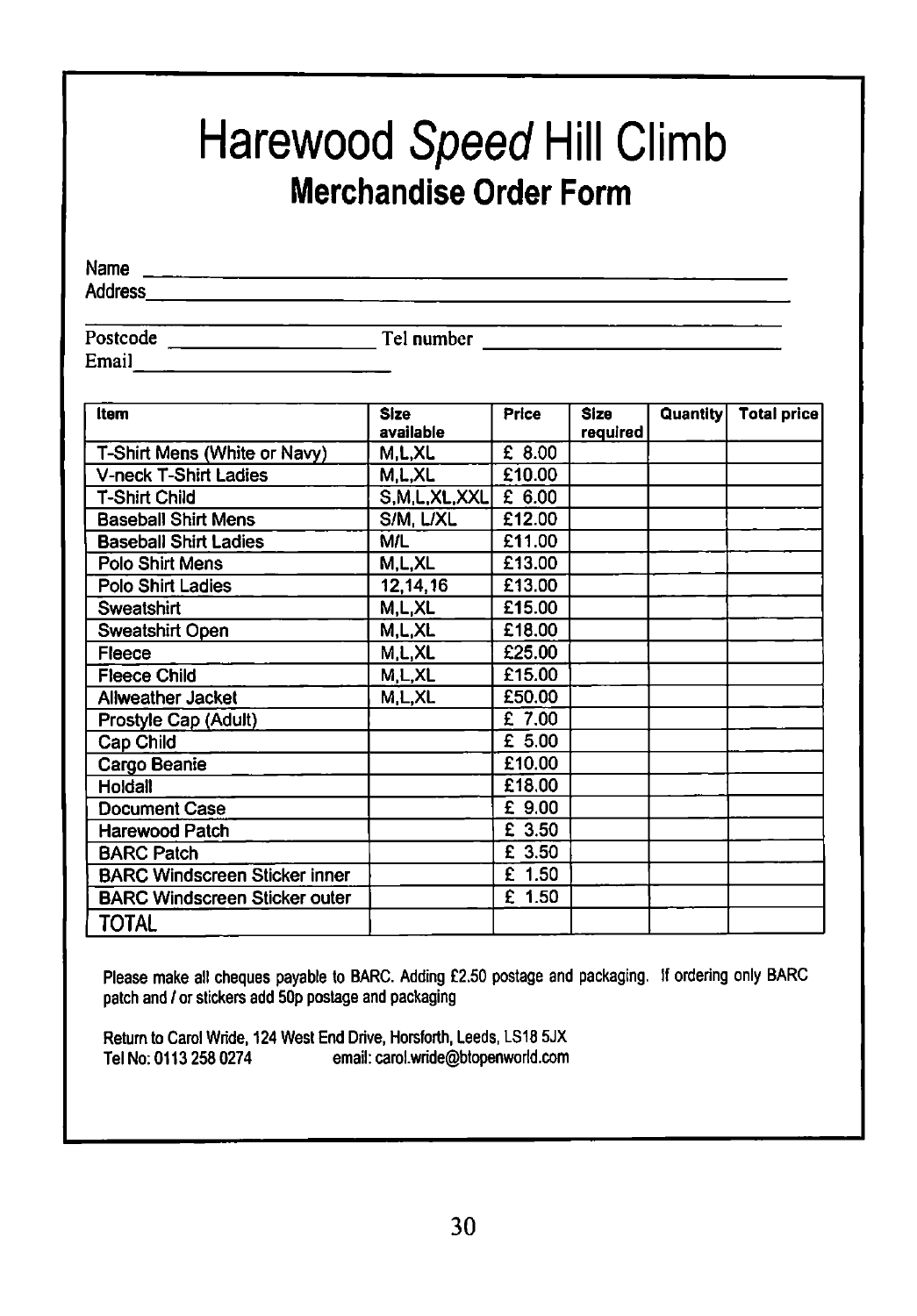# Harewood *Speed* Hill Climb

## Merchandise Order Form

Name \_\_\_\_\_\_\_\_\_\_\_\_\_\_\_\_\_\_\_\_\_\_\_\_\_\_\_\_\_\_\_\_\_\_\_\_\_\_\_\_\_\_\_\_\_\_\_\_\_\_\_\_

Address\_\_\_\_\_\_\_\_\_\_\_\_\_\_\_\_\_\_\_\_\_\_\_\_\_\_\_\_\_\_\_\_\_\_\_\_\_\_\_\_\_\_\_\_\_\_\_\_\_\_

Postcode \_\_\_\_\_\_\_\_\_\_\_\_\_\_\_\_\_\_ Tel number \_\_\_\_\_\_\_\_\_\_\_\_\_\_\_\_\_\_\_\_\_\_\_\_

Email\_\_\_\_\_\_\_\_\_\_\_\_\_\_\_\_\_\_\_\_\_\_\_\_

| Item | Size available | Price | Size required | Quantity | Total price |
|---|---|---|---|---|---|
| T-Shirt Mens (White or Navy) | M,L,XL | £ 8.00 | | | |
| V-neck T-Shirt Ladies | M,L,XL | £10.00 | | | |
| T-Shirt Child | S,M,L,XL,XXL | £ 6.00 | | | |
| Baseball Shirt Mens | S/M, L/XL | £12.00 | | | |
| Baseball Shirt Ladies | M/L | £11.00 | | | |
| Polo Shirt Mens | M,L,XL | £13.00 | | | |
| Polo Shirt Ladies | 12,14,16 | £13.00 | | | |
| Sweatshirt | M,L,XL | £15.00 | | | |
| Sweatshirt Open | M,L,XL | £18.00 | | | |
| Fleece | M,L,XL | £25.00 | | | |
| Fleece Child | M,L,XL | £15.00 | | | |
| Allweather Jacket | M,L,XL | £50.00 | | | |
| Prostyle Cap (Adult) | | £ 7.00 | | | |
| Cap Child | | £ 5.00 | | | |
| Cargo Beanie | | £10.00 | | | |
| Holdall | | £18.00 | | | |
| Document Case | | £ 9.00 | | | |
| Harewood Patch | | £ 3.50 | | | |
| BARC Patch | | £ 3.50 | | | |
| BARC Windscreen Sticker inner | | £ 1.50 | | | |
| BARC Windscreen Sticker outer | | £ 1.50 | | | |
| TOTAL | | | | | |

Please make all cheques payable to BARC. Adding £2.50 postage and packaging. If ordering only BARC patch and / or stickers add 50p postage and packaging

Return to Carol Wride, 124 West End Drive, Horsforth, Leeds, LS18 5JX
Tel No: 0113 258 0274 email: carol.wride@btopenworld.com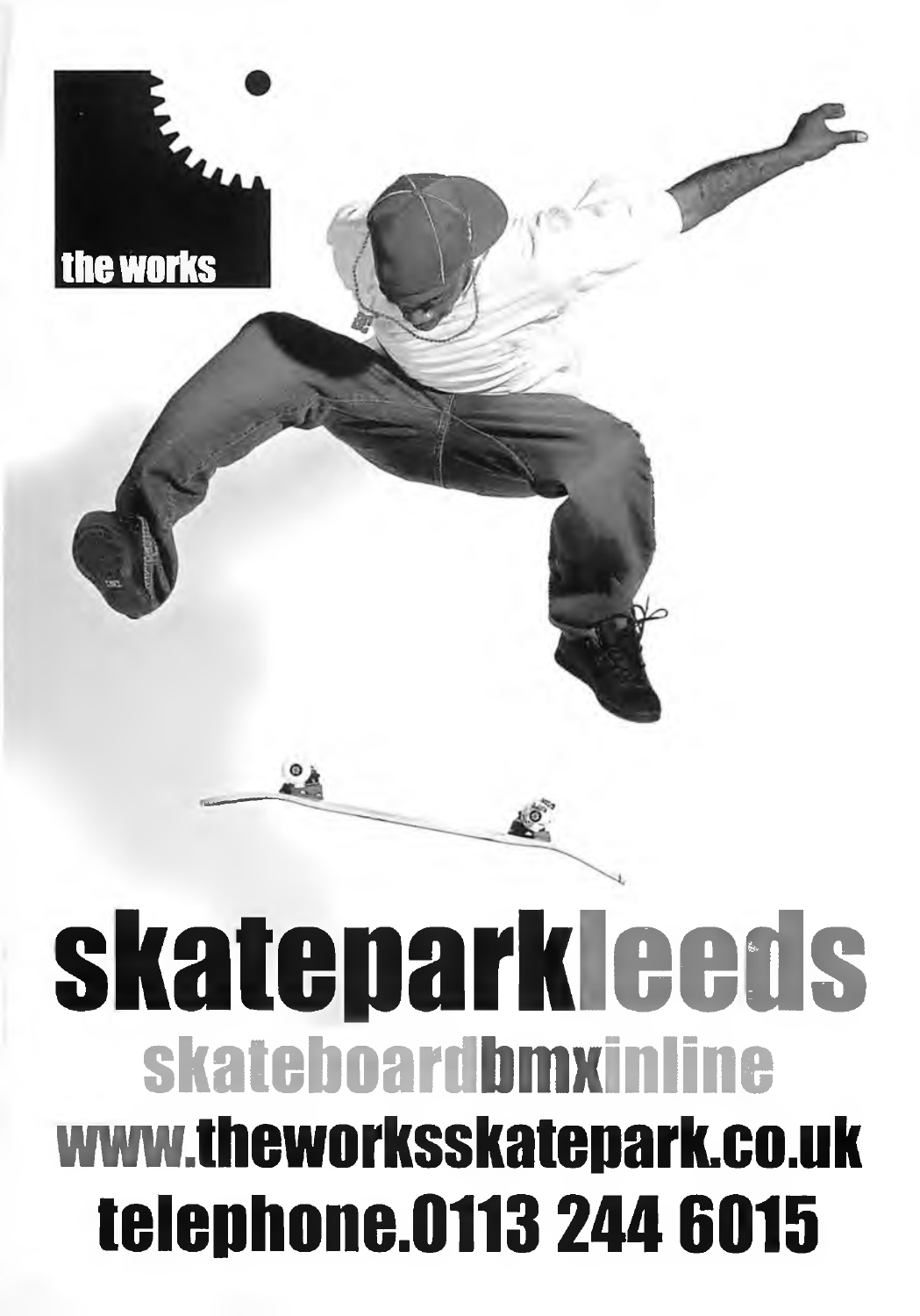the works

# skateparkleeds

## skateboardbmxinline

## www.theworksskatepark.co.uk

## telephone.0113 244 6015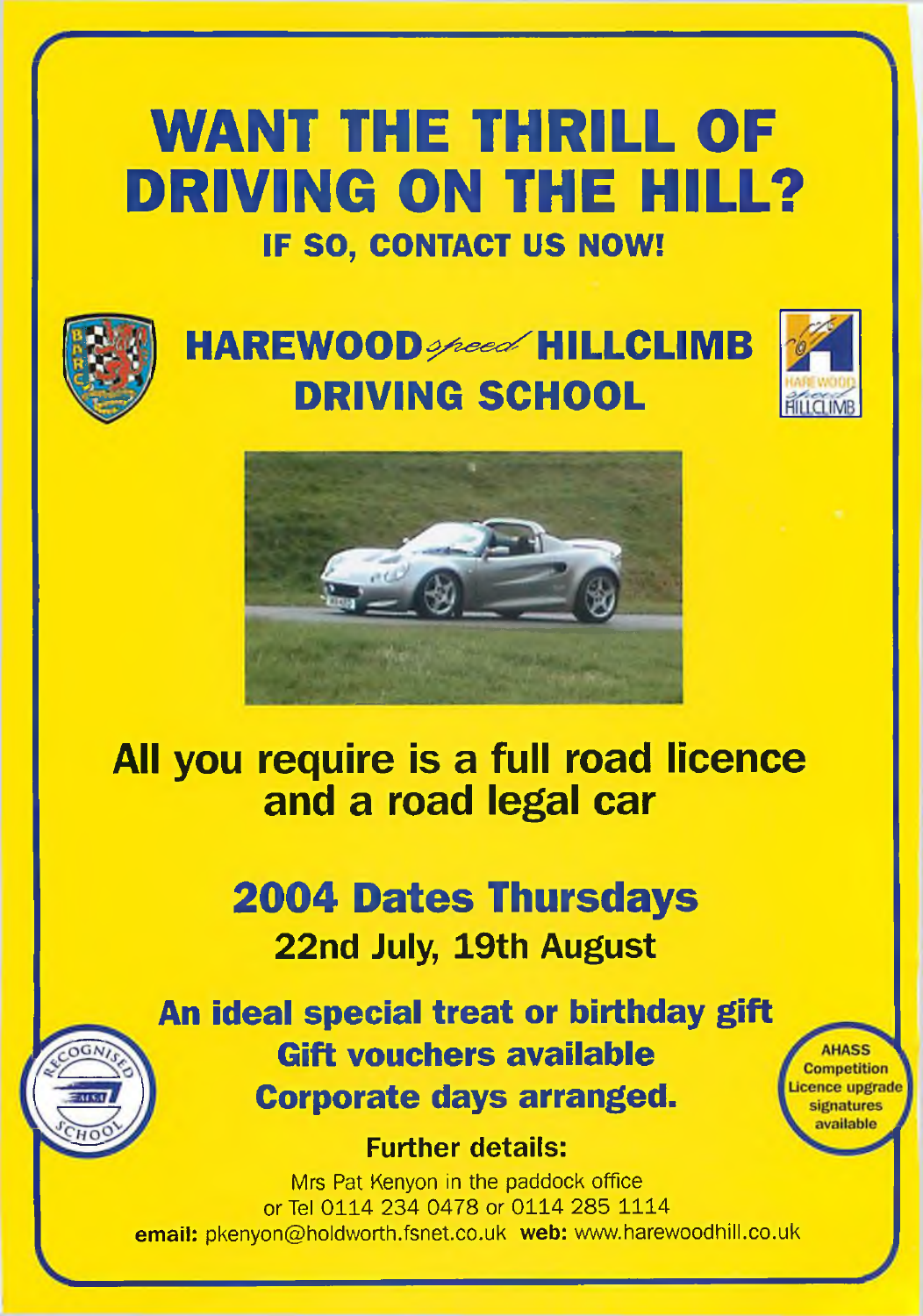# WANT THE THRILL OF DRIVING ON THE HILL?

## IF SO, CONTACT US NOW!

## HAREWOOD *speed* HILLCLIMB DRIVING SCHOOL

## All you require is a full road licence and a road legal car

## 2004 Dates Thursdays

### 22nd July, 19th August

### An ideal special treat or birthday gift
### Gift vouchers available
### Corporate days arranged.

AHASS Competition Licence upgrade signatures available

**Further details:**

Mrs Pat Kenyon in the paddock office
or Tel 0114 234 0478 or 0114 285 1114
**email:** pkenyon@holdworth.fsnet.co.uk **web:** www.harewoodhill.co.uk